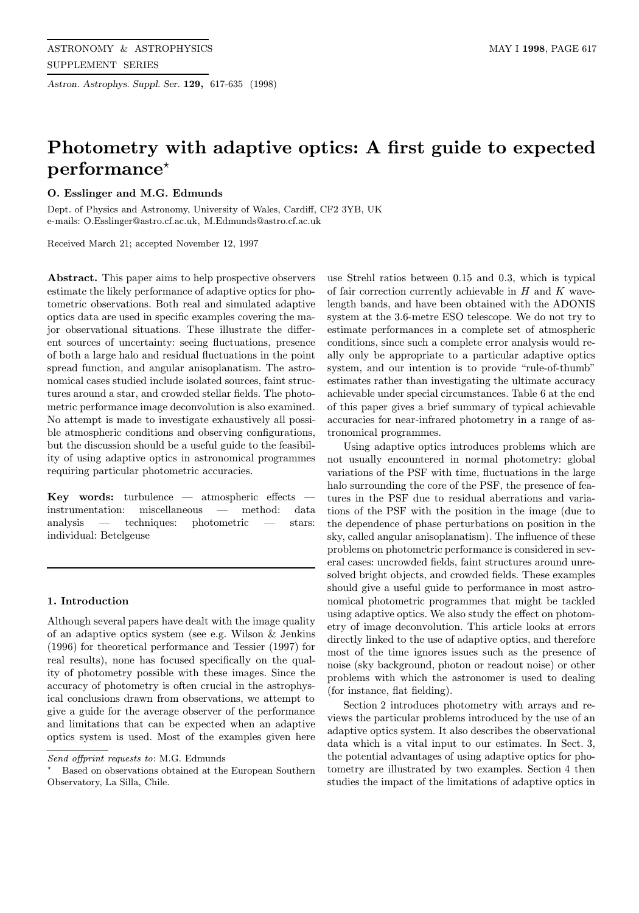# Photometry with adaptive optics: A first guide to expected performance*

**O. Esslinger and M.G. Edmunds**

Dept. of Physics and Astronomy, University of Wales, Cardiff, CF2 3YB, UK
e-mails: O.Esslinger@astro.cf.ac.uk, M.Edmunds@astro.cf.ac.uk

Received March 21; accepted November 12, 1997

**Abstract.** This paper aims to help prospective observers estimate the likely performance of adaptive optics for photometric observations. Both real and simulated adaptive optics data are used in specific examples covering the major observational situations. These illustrate the different sources of uncertainty: seeing fluctuations, presence of both a large halo and residual fluctuations in the point spread function, and angular anisoplanatism. The astronomical cases studied include isolated sources, faint structures around a star, and crowded stellar fields. The photometric performance image deconvolution is also examined. No attempt is made to investigate exhaustively all possible atmospheric conditions and observing configurations, but the discussion should be a useful guide to the feasibility of using adaptive optics in astronomical programmes requiring particular photometric accuracies.

**Key words:** turbulence — atmospheric effects — instrumentation: miscellaneous — method: data analysis — techniques: photometric — stars: individual: Betelgeuse

## 1. Introduction

Although several papers have dealt with the image quality of an adaptive optics system (see e.g. Wilson & Jenkins (1996) for theoretical performance and Tessier (1997) for real results), none has focused specifically on the quality of photometry possible with these images. Since the accuracy of photometry is often crucial in the astrophysical conclusions drawn from observations, we attempt to give a guide for the average observer of the performance and limitations that can be expected when an adaptive optics system is used. Most of the examples given here use Strehl ratios between 0.15 and 0.3, which is typical of fair correction currently achievable in $H$ and $K$ wavelength bands, and have been obtained with the ADONIS system at the 3.6-metre ESO telescope. We do not try to estimate performances in a complete set of atmospheric conditions, since such a complete error analysis would really only be appropriate to a particular adaptive optics system, and our intention is to provide "rule-of-thumb" estimates rather than investigating the ultimate accuracy achievable under special circumstances. Table 6 at the end of this paper gives a brief summary of typical achievable accuracies for near-infrared photometry in a range of astronomical programmes.

Using adaptive optics introduces problems which are not usually encountered in normal photometry: global variations of the PSF with time, fluctuations in the large halo surrounding the core of the PSF, the presence of features in the PSF due to residual aberrations and variations of the PSF with the position in the image (due to the dependence of phase perturbations on position in the sky, called angular anisoplanatism). The influence of these problems on photometric performance is considered in several cases: uncrowded fields, faint structures around unresolved bright objects, and crowded fields. These examples should give a useful guide to performance in most astronomical photometric programmes that might be tackled using adaptive optics. We also study the effect on photometry of image deconvolution. This article looks at errors directly linked to the use of adaptive optics, and therefore most of the time ignores issues such as the presence of noise (sky background, photon or readout noise) or other problems with which the astronomer is used to dealing (for instance, flat fielding).

Section 2 introduces photometry with arrays and reviews the particular problems introduced by the use of an adaptive optics system. It also describes the observational data which is a vital input to our estimates. In Sect. 3, the potential advantages of using adaptive optics for photometry are illustrated by two examples. Section 4 then studies the impact of the limitations of adaptive optics in

---

*Send offprint requests to*: M.G. Edmunds

* Based on observations obtained at the European Southern Observatory, La Silla, Chile.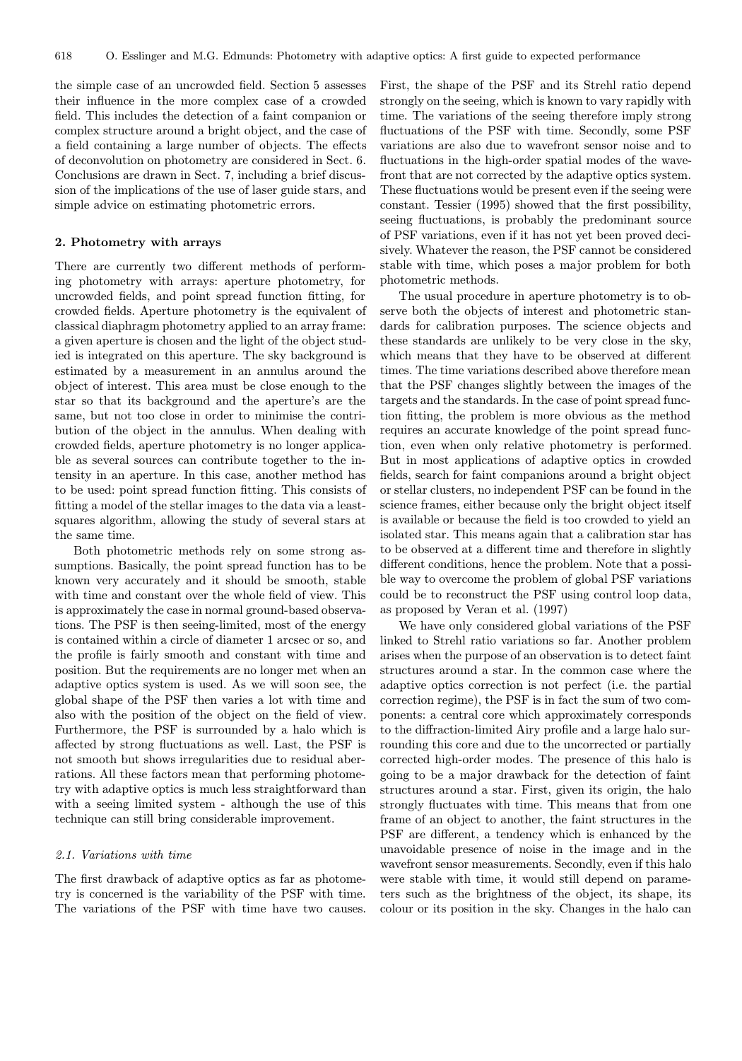the simple case of an uncrowded field. Section 5 assesses their influence in the more complex case of a crowded field. This includes the detection of a faint companion or complex structure around a bright object, and the case of a field containing a large number of objects. The effects of deconvolution on photometry are considered in Sect. 6. Conclusions are drawn in Sect. 7, including a brief discussion of the implications of the use of laser guide stars, and simple advice on estimating photometric errors.

## 2. Photometry with arrays

There are currently two different methods of performing photometry with arrays: aperture photometry, for uncrowded fields, and point spread function fitting, for crowded fields. Aperture photometry is the equivalent of classical diaphragm photometry applied to an array frame: a given aperture is chosen and the light of the object studied is integrated on this aperture. The sky background is estimated by a measurement in an annulus around the object of interest. This area must be close enough to the star so that its background and the aperture's are the same, but not too close in order to minimise the contribution of the object in the annulus. When dealing with crowded fields, aperture photometry is no longer applicable as several sources can contribute together to the intensity in an aperture. In this case, another method has to be used: point spread function fitting. This consists of fitting a model of the stellar images to the data via a least-squares algorithm, allowing the study of several stars at the same time.

Both photometric methods rely on some strong assumptions. Basically, the point spread function has to be known very accurately and it should be smooth, stable with time and constant over the whole field of view. This is approximately the case in normal ground-based observations. The PSF is then seeing-limited, most of the energy is contained within a circle of diameter 1 arcsec or so, and the profile is fairly smooth and constant with time and position. But the requirements are no longer met when an adaptive optics system is used. As we will soon see, the global shape of the PSF then varies a lot with time and also with the position of the object on the field of view. Furthermore, the PSF is surrounded by a halo which is affected by strong fluctuations as well. Last, the PSF is not smooth but shows irregularities due to residual aberrations. All these factors mean that performing photometry with adaptive optics is much less straightforward than with a seeing limited system - although the use of this technique can still bring considerable improvement.

### 2.1. Variations with time

The first drawback of adaptive optics as far as photometry is concerned is the variability of the PSF with time. The variations of the PSF with time have two causes. First, the shape of the PSF and its Strehl ratio depend strongly on the seeing, which is known to vary rapidly with time. The variations of the seeing therefore imply strong fluctuations of the PSF with time. Secondly, some PSF variations are also due to wavefront sensor noise and to fluctuations in the high-order spatial modes of the wavefront that are not corrected by the adaptive optics system. These fluctuations would be present even if the seeing were constant. Tessier (1995) showed that the first possibility, seeing fluctuations, is probably the predominant source of PSF variations, even if it has not yet been proved decisively. Whatever the reason, the PSF cannot be considered stable with time, which poses a major problem for both photometric methods.

The usual procedure in aperture photometry is to observe both the objects of interest and photometric standards for calibration purposes. The science objects and these standards are unlikely to be very close in the sky, which means that they have to be observed at different times. The time variations described above therefore mean that the PSF changes slightly between the images of the targets and the standards. In the case of point spread function fitting, the problem is more obvious as the method requires an accurate knowledge of the point spread function, even when only relative photometry is performed. But in most applications of adaptive optics in crowded fields, search for faint companions around a bright object or stellar clusters, no independent PSF can be found in the science frames, either because only the bright object itself is available or because the field is too crowded to yield an isolated star. This means again that a calibration star has to be observed at a different time and therefore in slightly different conditions, hence the problem. Note that a possible way to overcome the problem of global PSF variations could be to reconstruct the PSF using control loop data, as proposed by Veran et al. (1997)

We have only considered global variations of the PSF linked to Strehl ratio variations so far. Another problem arises when the purpose of an observation is to detect faint structures around a star. In the common case where the adaptive optics correction is not perfect (i.e. the partial correction regime), the PSF is in fact the sum of two components: a central core which approximately corresponds to the diffraction-limited Airy profile and a large halo surrounding this core and due to the uncorrected or partially corrected high-order modes. The presence of this halo is going to be a major drawback for the detection of faint structures around a star. First, given its origin, the halo strongly fluctuates with time. This means that from one frame of an object to another, the faint structures in the PSF are different, a tendency which is enhanced by the unavoidable presence of noise in the image and in the wavefront sensor measurements. Secondly, even if this halo were stable with time, it would still depend on parameters such as the brightness of the object, its shape, its colour or its position in the sky. Changes in the halo can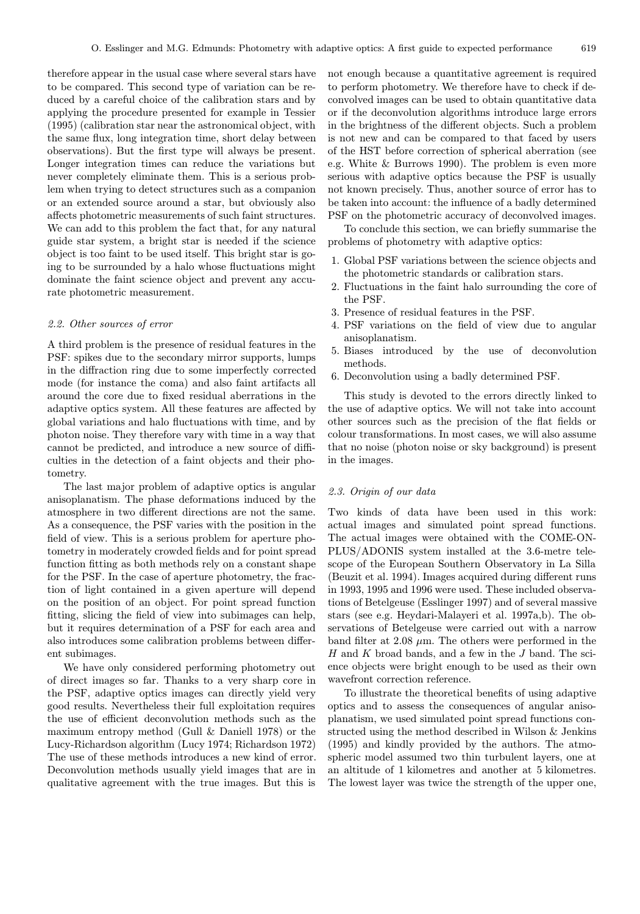therefore appear in the usual case where several stars have to be compared. This second type of variation can be reduced by a careful choice of the calibration stars and by applying the procedure presented for example in Tessier (1995) (calibration star near the astronomical object, with the same flux, long integration time, short delay between observations). But the first type will always be present. Longer integration times can reduce the variations but never completely eliminate them. This is a serious problem when trying to detect structures such as a companion or an extended source around a star, but obviously also affects photometric measurements of such faint structures. We can add to this problem the fact that, for any natural guide star system, a bright star is needed if the science object is too faint to be used itself. This bright star is going to be surrounded by a halo whose fluctuations might dominate the faint science object and prevent any accurate photometric measurement.

### *2.2. Other sources of error*

A third problem is the presence of residual features in the PSF: spikes due to the secondary mirror supports, lumps in the diffraction ring due to some imperfectly corrected mode (for instance the coma) and also faint artifacts all around the core due to fixed residual aberrations in the adaptive optics system. All these features are affected by global variations and halo fluctuations with time, and by photon noise. They therefore vary with time in a way that cannot be predicted, and introduce a new source of difficulties in the detection of a faint objects and their photometry.

The last major problem of adaptive optics is angular anisoplanatism. The phase deformations induced by the atmosphere in two different directions are not the same. As a consequence, the PSF varies with the position in the field of view. This is a serious problem for aperture photometry in moderately crowded fields and for point spread function fitting as both methods rely on a constant shape for the PSF. In the case of aperture photometry, the fraction of light contained in a given aperture will depend on the position of an object. For point spread function fitting, slicing the field of view into subimages can help, but it requires determination of a PSF for each area and also introduces some calibration problems between different subimages.

We have only considered performing photometry out of direct images so far. Thanks to a very sharp core in the PSF, adaptive optics images can directly yield very good results. Nevertheless their full exploitation requires the use of efficient deconvolution methods such as the maximum entropy method (Gull & Daniell 1978) or the Lucy-Richardson algorithm (Lucy 1974; Richardson 1972) The use of these methods introduces a new kind of error. Deconvolution methods usually yield images that are in qualitative agreement with the true images. But this is not enough because a quantitative agreement is required to perform photometry. We therefore have to check if deconvolved images can be used to obtain quantitative data or if the deconvolution algorithms introduce large errors in the brightness of the different objects. Such a problem is not new and can be compared to that faced by users of the HST before correction of spherical aberration (see e.g. White & Burrows 1990). The problem is even more serious with adaptive optics because the PSF is usually not known precisely. Thus, another source of error has to be taken into account: the influence of a badly determined PSF on the photometric accuracy of deconvolved images.

To conclude this section, we can briefly summarise the problems of photometry with adaptive optics:

1. Global PSF variations between the science objects and the photometric standards or calibration stars.
2. Fluctuations in the faint halo surrounding the core of the PSF.
3. Presence of residual features in the PSF.
4. PSF variations on the field of view due to angular anisoplanatism.
5. Biases introduced by the use of deconvolution methods.
6. Deconvolution using a badly determined PSF.

This study is devoted to the errors directly linked to the use of adaptive optics. We will not take into account other sources such as the precision of the flat fields or colour transformations. In most cases, we will also assume that no noise (photon noise or sky background) is present in the images.

### *2.3. Origin of our data*

Two kinds of data have been used in this work: actual images and simulated point spread functions. The actual images were obtained with the COME-ON-PLUS/ADONIS system installed at the 3.6-metre telescope of the European Southern Observatory in La Silla (Beuzit et al. 1994). Images acquired during different runs in 1993, 1995 and 1996 were used. These included observations of Betelgeuse (Esslinger 1997) and of several massive stars (see e.g. Heydari-Malayeri et al. 1997a,b). The observations of Betelgeuse were carried out with a narrow band filter at 2.08 $\mu$m. The others were performed in the $H$ and $K$ broad bands, and a few in the $J$ band. The science objects were bright enough to be used as their own wavefront correction reference.

To illustrate the theoretical benefits of using adaptive optics and to assess the consequences of angular anisoplanatism, we used simulated point spread functions constructed using the method described in Wilson & Jenkins (1995) and kindly provided by the authors. The atmospheric model assumed two thin turbulent layers, one at an altitude of 1 kilometres and another at 5 kilometres. The lowest layer was twice the strength of the upper one,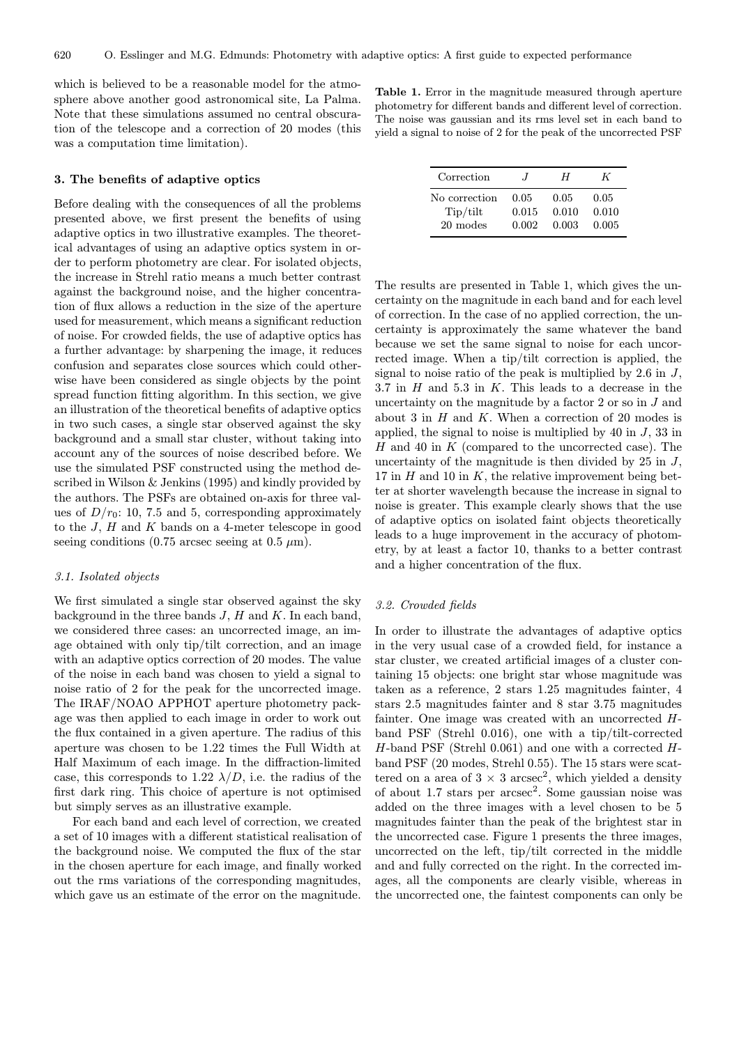which is believed to be a reasonable model for the atmosphere above another good astronomical site, La Palma. Note that these simulations assumed no central obscuration of the telescope and a correction of 20 modes (this was a computation time limitation).

## 3. The benefits of adaptive optics

Before dealing with the consequences of all the problems presented above, we first present the benefits of using adaptive optics in two illustrative examples. The theoretical advantages of using an adaptive optics system in order to perform photometry are clear. For isolated objects, the increase in Strehl ratio means a much better contrast against the background noise, and the higher concentration of flux allows a reduction in the size of the aperture used for measurement, which means a significant reduction of noise. For crowded fields, the use of adaptive optics has a further advantage: by sharpening the image, it reduces confusion and separates close sources which could otherwise have been considered as single objects by the point spread function fitting algorithm. In this section, we give an illustration of the theoretical benefits of adaptive optics in two such cases, a single star observed against the sky background and a small star cluster, without taking into account any of the sources of noise described before. We use the simulated PSF constructed using the method described in Wilson & Jenkins (1995) and kindly provided by the authors. The PSFs are obtained on-axis for three values of $D/r_0$: 10, 7.5 and 5, corresponding approximately to the $J$, $H$ and $K$ bands on a 4-meter telescope in good seeing conditions (0.75 arcsec seeing at 0.5 $\mu$m).

### 3.1. Isolated objects

We first simulated a single star observed against the sky background in the three bands $J$, $H$ and $K$. In each band, we considered three cases: an uncorrected image, an image obtained with only tip/tilt correction, and an image with an adaptive optics correction of 20 modes. The value of the noise in each band was chosen to yield a signal to noise ratio of 2 for the peak for the uncorrected image. The IRAF/NOAO APPHOT aperture photometry package was then applied to each image in order to work out the flux contained in a given aperture. The radius of this aperture was chosen to be 1.22 times the Full Width at Half Maximum of each image. In the diffraction-limited case, this corresponds to 1.22 $\lambda/D$, i.e. the radius of the first dark ring. This choice of aperture is not optimised but simply serves as an illustrative example.

For each band and each level of correction, we created a set of 10 images with a different statistical realisation of the background noise. We computed the flux of the star in the chosen aperture for each image, and finally worked out the rms variations of the corresponding magnitudes, which gave us an estimate of the error on the magnitude.

**Table 1.** Error in the magnitude measured through aperture photometry for different bands and different level of correction. The noise was gaussian and its rms level set in each band to yield a signal to noise of 2 for the peak of the uncorrected PSF

| Correction | $J$ | $H$ | $K$ |
|---|---|---|---|
| No correction | 0.05 | 0.05 | 0.05 |
| Tip/tilt | 0.015 | 0.010 | 0.010 |
| 20 modes | 0.002 | 0.003 | 0.005 |

The results are presented in Table 1, which gives the uncertainty on the magnitude in each band and for each level of correction. In the case of no applied correction, the uncertainty is approximately the same whatever the band because we set the same signal to noise for each uncorrected image. When a tip/tilt correction is applied, the signal to noise ratio of the peak is multiplied by 2.6 in $J$, 3.7 in $H$ and 5.3 in $K$. This leads to a decrease in the uncertainty on the magnitude by a factor 2 or so in $J$ and about 3 in $H$ and $K$. When a correction of 20 modes is applied, the signal to noise is multiplied by 40 in $J$, 33 in $H$ and 40 in $K$ (compared to the uncorrected case). The uncertainty of the magnitude is then divided by 25 in $J$, 17 in $H$ and 10 in $K$, the relative improvement being better at shorter wavelength because the increase in signal to noise is greater. This example clearly shows that the use of adaptive optics on isolated faint objects theoretically leads to a huge improvement in the accuracy of photometry, by at least a factor 10, thanks to a better contrast and a higher concentration of the flux.

### 3.2. Crowded fields

In order to illustrate the advantages of adaptive optics in the very usual case of a crowded field, for instance a star cluster, we created artificial images of a cluster containing 15 objects: one bright star whose magnitude was taken as a reference, 2 stars 1.25 magnitudes fainter, 4 stars 2.5 magnitudes fainter and 8 star 3.75 magnitudes fainter. One image was created with an uncorrected $H$-band PSF (Strehl 0.016), one with a tip/tilt-corrected $H$-band PSF (Strehl 0.061) and one with a corrected $H$-band PSF (20 modes, Strehl 0.55). The 15 stars were scattered on a area of 3 × 3 arcsec$^2$, which yielded a density of about 1.7 stars per arcsec$^2$. Some gaussian noise was added on the three images with a level chosen to be 5 magnitudes fainter than the peak of the brightest star in the uncorrected case. Figure 1 presents the three images, uncorrected on the left, tip/tilt corrected in the middle and and fully corrected on the right. In the corrected images, all the components are clearly visible, whereas in the uncorrected one, the faintest components can only be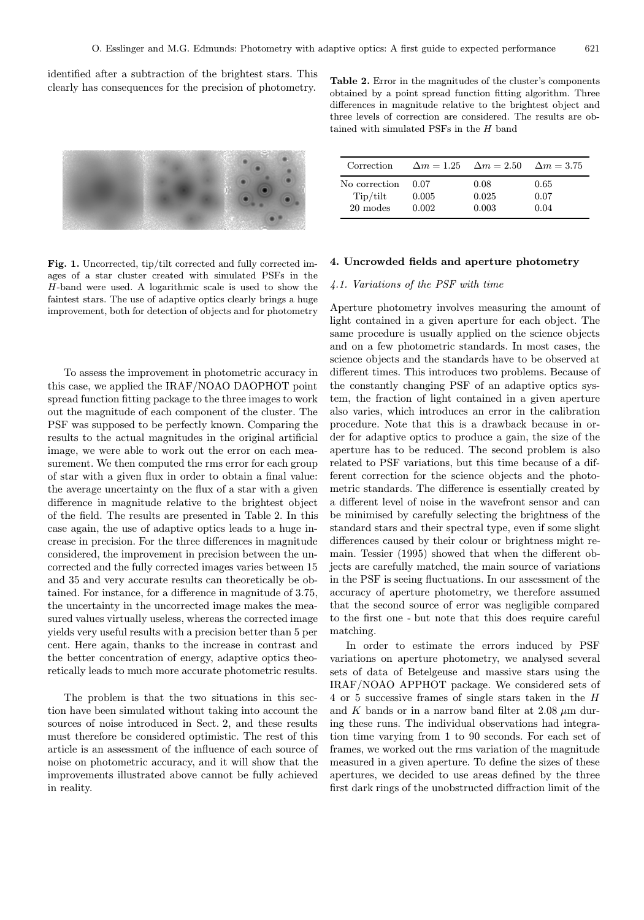identified after a subtraction of the brightest stars. This clearly has consequences for the precision of photometry.

**Fig. 1.** Uncorrected, tip/tilt corrected and fully corrected images of a star cluster created with simulated PSFs in the $H$-band were used. A logarithmic scale is used to show the faintest stars. The use of adaptive optics clearly brings a huge improvement, both for detection of objects and for photometry

To assess the improvement in photometric accuracy in this case, we applied the IRAF/NOAO DAOPHOT point spread function fitting package to the three images to work out the magnitude of each component of the cluster. The PSF was supposed to be perfectly known. Comparing the results to the actual magnitudes in the original artificial image, we were able to work out the error on each measurement. We then computed the rms error for each group of star with a given flux in order to obtain a final value: the average uncertainty on the flux of a star with a given difference in magnitude relative to the brightest object of the field. The results are presented in Table 2. In this case again, the use of adaptive optics leads to a huge increase in precision. For the three differences in magnitude considered, the improvement in precision between the uncorrected and the fully corrected images varies between 15 and 35 and very accurate results can theoretically be obtained. For instance, for a difference in magnitude of 3.75, the uncertainty in the uncorrected image makes the measured values virtually useless, whereas the corrected image yields very useful results with a precision better than 5 per cent. Here again, thanks to the increase in contrast and the better concentration of energy, adaptive optics theoretically leads to much more accurate photometric results.

The problem is that the two situations in this section have been simulated without taking into account the sources of noise introduced in Sect. 2, and these results must therefore be considered optimistic. The rest of this article is an assessment of the influence of each source of noise on photometric accuracy, and it will show that the improvements illustrated above cannot be fully achieved in reality.

**Table 2.** Error in the magnitudes of the cluster's components obtained by a point spread function fitting algorithm. Three differences in magnitude relative to the brightest object and three levels of correction are considered. The results are obtained with simulated PSFs in the $H$ band

| Correction | $\Delta m = 1.25$ | $\Delta m = 2.50$ | $\Delta m = 3.75$ |
|---|---|---|---|
| No correction | 0.07 | 0.08 | 0.65 |
| Tip/tilt | 0.005 | 0.025 | 0.07 |
| 20 modes | 0.002 | 0.003 | 0.04 |

## 4. Uncrowded fields and aperture photometry

### *4.1. Variations of the PSF with time*

Aperture photometry involves measuring the amount of light contained in a given aperture for each object. The same procedure is usually applied on the science objects and on a few photometric standards. In most cases, the science objects and the standards have to be observed at different times. This introduces two problems. Because of the constantly changing PSF of an adaptive optics system, the fraction of light contained in a given aperture also varies, which introduces an error in the calibration procedure. Note that this is a drawback because in order for adaptive optics to produce a gain, the size of the aperture has to be reduced. The second problem is also related to PSF variations, but this time because of a different correction for the science objects and the photometric standards. The difference is essentially created by a different level of noise in the wavefront sensor and can be minimised by carefully selecting the brightness of the standard stars and their spectral type, even if some slight differences caused by their colour or brightness might remain. Tessier (1995) showed that when the different objects are carefully matched, the main source of variations in the PSF is seeing fluctuations. In our assessment of the accuracy of aperture photometry, we therefore assumed that the second source of error was negligible compared to the first one - but note that this does require careful matching.

In order to estimate the errors induced by PSF variations on aperture photometry, we analysed several sets of data of Betelgeuse and massive stars using the IRAF/NOAO APPHOT package. We considered sets of 4 or 5 successive frames of single stars taken in the $H$ and $K$ bands or in a narrow band filter at 2.08 $\mu$m during these runs. The individual observations had integration time varying from 1 to 90 seconds. For each set of frames, we worked out the rms variation of the magnitude measured in a given aperture. To define the sizes of these apertures, we decided to use areas defined by the three first dark rings of the unobstructed diffraction limit of the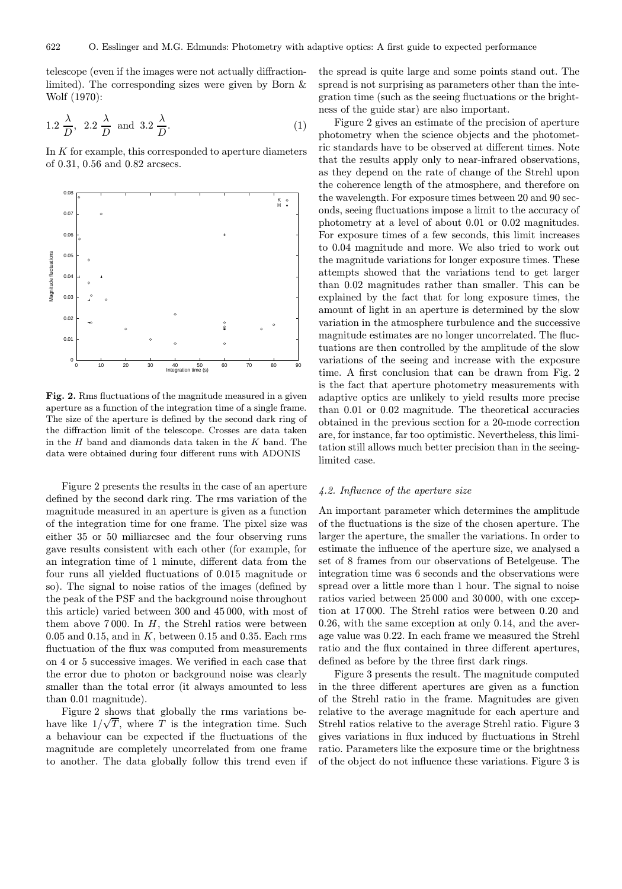telescope (even if the images were not actually diffraction-limited). The corresponding sizes were given by Born & Wolf (1970):

$$1.2\,\frac{\lambda}{D},\ \ 2.2\,\frac{\lambda}{D}\ \text{ and }\ 3.2\,\frac{\lambda}{D}. \tag{1}$$

In $K$ for example, this corresponded to aperture diameters of 0.31, 0.56 and 0.82 arcsecs.

**Fig. 2.** Rms fluctuations of the magnitude measured in a given aperture as a function of the integration time of a single frame. The size of the aperture is defined by the second dark ring of the diffraction limit of the telescope. Crosses are data taken in the $H$ band and diamonds data taken in the $K$ band. The data were obtained during four different runs with ADONIS

Figure 2 presents the results in the case of an aperture defined by the second dark ring. The rms variation of the magnitude measured in an aperture is given as a function of the integration time for one frame. The pixel size was either 35 or 50 milliarcsec and the four observing runs gave results consistent with each other (for example, for an integration time of 1 minute, different data from the four runs all yielded fluctuations of 0.015 magnitude or so). The signal to noise ratios of the images (defined by the peak of the PSF and the background noise throughout this article) varied between 300 and 45 000, with most of them above 7 000. In $H$, the Strehl ratios were between 0.05 and 0.15, and in $K$, between 0.15 and 0.35. Each rms fluctuation of the flux was computed from measurements on 4 or 5 successive images. We verified in each case that the error due to photon or background noise was clearly smaller than the total error (it always amounted to less than 0.01 magnitude).

Figure 2 shows that globally the rms variations behave like $1/\sqrt{T}$, where $T$ is the integration time. Such a behaviour can be expected if the fluctuations of the magnitude are completely uncorrelated from one frame to another. The data globally follow this trend even if the spread is quite large and some points stand out. The spread is not surprising as parameters other than the integration time (such as the seeing fluctuations or the brightness of the guide star) are also important.

Figure 2 gives an estimate of the precision of aperture photometry when the science objects and the photometric standards have to be observed at different times. Note that the results apply only to near-infrared observations, as they depend on the rate of change of the Strehl upon the coherence length of the atmosphere, and therefore on the wavelength. For exposure times between 20 and 90 seconds, seeing fluctuations impose a limit to the accuracy of photometry at a level of about 0.01 or 0.02 magnitudes. For exposure times of a few seconds, this limit increases to 0.04 magnitude and more. We also tried to work out the magnitude variations for longer exposure times. These attempts showed that the variations tend to get larger than 0.02 magnitudes rather than smaller. This can be explained by the fact that for long exposure times, the amount of light in an aperture is determined by the slow variation in the atmosphere turbulence and the successive magnitude estimates are no longer uncorrelated. The fluctuations are then controlled by the amplitude of the slow variations of the seeing and increase with the exposure time. A first conclusion that can be drawn from Fig. 2 is the fact that aperture photometry measurements with adaptive optics are unlikely to yield results more precise than 0.01 or 0.02 magnitude. The theoretical accuracies obtained in the previous section for a 20-mode correction are, for instance, far too optimistic. Nevertheless, this limitation still allows much better precision than in the seeing-limited case.

### *4.2. Influence of the aperture size*

An important parameter which determines the amplitude of the fluctuations is the size of the chosen aperture. The larger the aperture, the smaller the variations. In order to estimate the influence of the aperture size, we analysed a set of 8 frames from our observations of Betelgeuse. The integration time was 6 seconds and the observations were spread over a little more than 1 hour. The signal to noise ratios varied between 25 000 and 30 000, with one exception at 17 000. The Strehl ratios were between 0.20 and 0.26, with the same exception at only 0.14, and the average value was 0.22. In each frame we measured the Strehl ratio and the flux contained in three different apertures, defined as before by the three first dark rings.

Figure 3 presents the result. The magnitude computed in the three different apertures are given as a function of the Strehl ratio in the frame. Magnitudes are given relative to the average magnitude for each aperture and Strehl ratios relative to the average Strehl ratio. Figure 3 gives variations in flux induced by fluctuations in Strehl ratio. Parameters like the exposure time or the brightness of the object do not influence these variations. Figure 3 is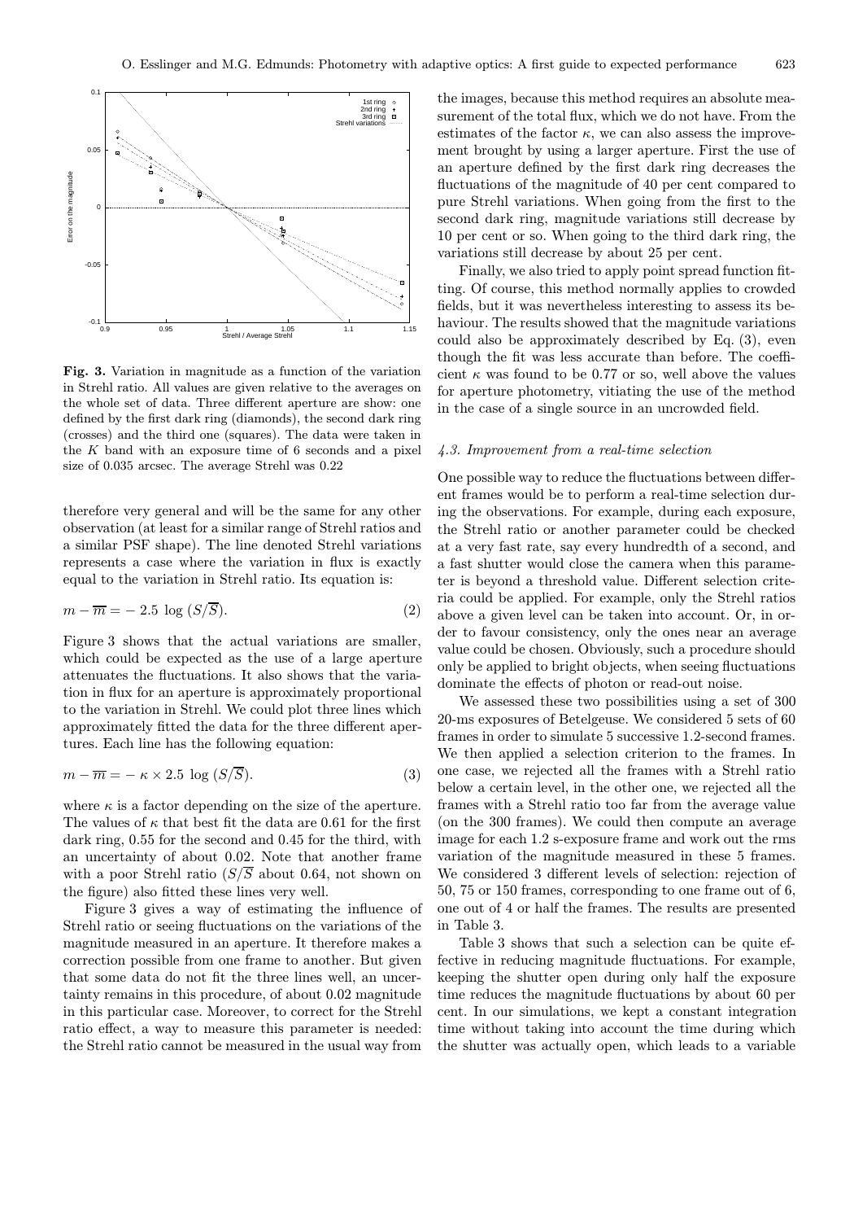**Fig. 3.** Variation in magnitude as a function of the variation in Strehl ratio. All values are given relative to the averages on the whole set of data. Three different aperture are show: one defined by the first dark ring (diamonds), the second dark ring (crosses) and the third one (squares). The data were taken in the $K$ band with an exposure time of 6 seconds and a pixel size of 0.035 arcsec. The average Strehl was 0.22

therefore very general and will be the same for any other observation (at least for a similar range of Strehl ratios and a similar PSF shape). The line denoted Strehl variations represents a case where the variation in flux is exactly equal to the variation in Strehl ratio. Its equation is:

$$m - \overline{m} = -\,2.5\,\log\,(S/\overline{S}). \tag{2}$$

Figure 3 shows that the actual variations are smaller, which could be expected as the use of a large aperture attenuates the fluctuations. It also shows that the variation in flux for an aperture is approximately proportional to the variation in Strehl. We could plot three lines which approximately fitted the data for the three different apertures. Each line has the following equation:

$$m - \overline{m} = -\,\kappa \times 2.5\,\log\,(S/\overline{S}). \tag{3}$$

where $\kappa$ is a factor depending on the size of the aperture. The values of $\kappa$ that best fit the data are 0.61 for the first dark ring, 0.55 for the second and 0.45 for the third, with an uncertainty of about 0.02. Note that another frame with a poor Strehl ratio ($S/\overline{S}$ about 0.64, not shown on the figure) also fitted these lines very well.

Figure 3 gives a way of estimating the influence of Strehl ratio or seeing fluctuations on the variations of the magnitude measured in an aperture. It therefore makes a correction possible from one frame to another. But given that some data do not fit the three lines well, an uncertainty remains in this procedure, of about 0.02 magnitude in this particular case. Moreover, to correct for the Strehl ratio effect, a way to measure this parameter is needed: the Strehl ratio cannot be measured in the usual way from the images, because this method requires an absolute measurement of the total flux, which we do not have. From the estimates of the factor $\kappa$, we can also assess the improvement brought by using a larger aperture. First the use of an aperture defined by the first dark ring decreases the fluctuations of the magnitude of 40 per cent compared to pure Strehl variations. When going from the first to the second dark ring, magnitude variations still decrease by 10 per cent or so. When going to the third dark ring, the variations still decrease by about 25 per cent.

Finally, we also tried to apply point spread function fitting. Of course, this method normally applies to crowded fields, but it was nevertheless interesting to assess its behaviour. The results showed that the magnitude variations could also be approximately described by Eq. (3), even though the fit was less accurate than before. The coefficient $\kappa$ was found to be 0.77 or so, well above the values for aperture photometry, vitiating the use of the method in the case of a single source in an uncrowded field.

### *4.3. Improvement from a real-time selection*

One possible way to reduce the fluctuations between different frames would be to perform a real-time selection during the observations. For example, during each exposure, the Strehl ratio or another parameter could be checked at a very fast rate, say every hundredth of a second, and a fast shutter would close the camera when this parameter is beyond a threshold value. Different selection criteria could be applied. For example, only the Strehl ratios above a given level can be taken into account. Or, in order to favour consistency, only the ones near an average value could be chosen. Obviously, such a procedure should only be applied to bright objects, when seeing fluctuations dominate the effects of photon or read-out noise.

We assessed these two possibilities using a set of 300 20-ms exposures of Betelgeuse. We considered 5 sets of 60 frames in order to simulate 5 successive 1.2-second frames. We then applied a selection criterion to the frames. In one case, we rejected all the frames with a Strehl ratio below a certain level, in the other one, we rejected all the frames with a Strehl ratio too far from the average value (on the 300 frames). We could then compute an average image for each 1.2 s-exposure frame and work out the rms variation of the magnitude measured in these 5 frames. We considered 3 different levels of selection: rejection of 50, 75 or 150 frames, corresponding to one frame out of 6, one out of 4 or half the frames. The results are presented in Table 3.

Table 3 shows that such a selection can be quite effective in reducing magnitude fluctuations. For example, keeping the shutter open during only half the exposure time reduces the magnitude fluctuations by about 60 per cent. In our simulations, we kept a constant integration time without taking into account the time during which the shutter was actually open, which leads to a variable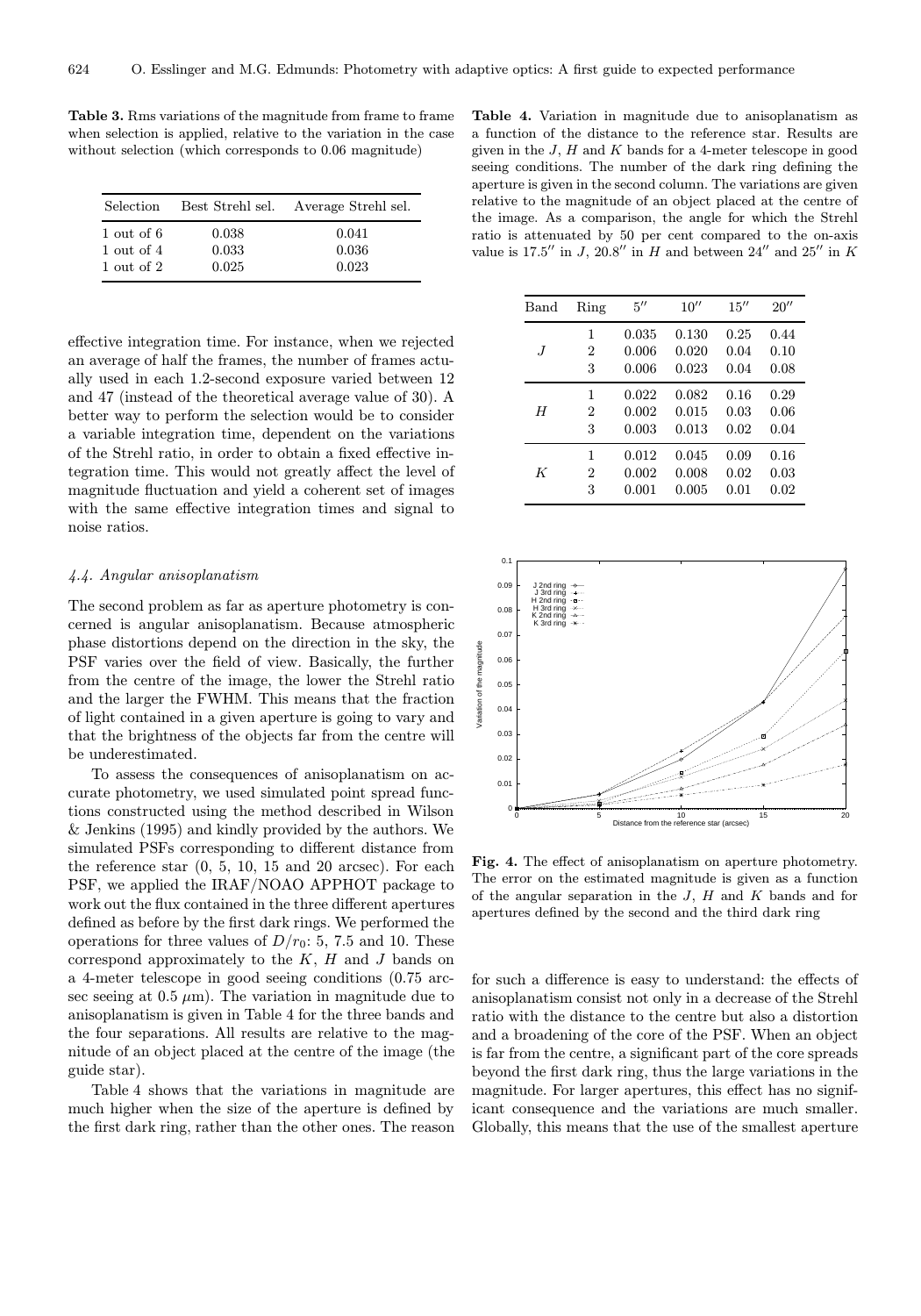**Table 3.** Rms variations of the magnitude from frame to frame when selection is applied, relative to the variation in the case without selection (which corresponds to 0.06 magnitude)

| Selection | Best Strehl sel. | Average Strehl sel. |
|---|---|---|
| 1 out of 6 | 0.038 | 0.041 |
| 1 out of 4 | 0.033 | 0.036 |
| 1 out of 2 | 0.025 | 0.023 |

effective integration time. For instance, when we rejected an average of half the frames, the number of frames actually used in each 1.2-second exposure varied between 12 and 47 (instead of the theoretical average value of 30). A better way to perform the selection would be to consider a variable integration time, dependent on the variations of the Strehl ratio, in order to obtain a fixed effective integration time. This would not greatly affect the level of magnitude fluctuation and yield a coherent set of images with the same effective integration times and signal to noise ratios.

### 4.4. Angular anisoplanatism

The second problem as far as aperture photometry is concerned is angular anisoplanatism. Because atmospheric phase distortions depend on the direction in the sky, the PSF varies over the field of view. Basically, the further from the centre of the image, the lower the Strehl ratio and the larger the FWHM. This means that the fraction of light contained in a given aperture is going to vary and that the brightness of the objects far from the centre will be underestimated.

To assess the consequences of anisoplanatism on accurate photometry, we used simulated point spread functions constructed using the method described in Wilson & Jenkins (1995) and kindly provided by the authors. We simulated PSFs corresponding to different distance from the reference star (0, 5, 10, 15 and 20 arcsec). For each PSF, we applied the IRAF/NOAO APPHOT package to work out the flux contained in the three different apertures defined as before by the first dark rings. We performed the operations for three values of $D/r_0$: 5, 7.5 and 10. These correspond approximately to the $K$, $H$ and $J$ bands on a 4-meter telescope in good seeing conditions (0.75 arcsec seeing at 0.5 $\mu$m). The variation in magnitude due to anisoplanatism is given in Table 4 for the three bands and the four separations. All results are relative to the magnitude of an object placed at the centre of the image (the guide star).

Table 4 shows that the variations in magnitude are much higher when the size of the aperture is defined by the first dark ring, rather than the other ones. The reason for such a difference is easy to understand: the effects of anisoplanatism consist not only in a decrease of the Strehl ratio with the distance to the centre but also a distortion and a broadening of the core of the PSF. When an object is far from the centre, a significant part of the core spreads beyond the first dark ring, thus the large variations in the magnitude. For larger apertures, this effect has no significant consequence and the variations are much smaller. Globally, this means that the use of the smallest aperture

**Table 4.** Variation in magnitude due to anisoplanatism as a function of the distance to the reference star. Results are given in the $J$, $H$ and $K$ bands for a 4-meter telescope in good seeing conditions. The number of the dark ring defining the aperture is given in the second column. The variations are given relative to the magnitude of an object placed at the centre of the image. As a comparison, the angle for which the Strehl ratio is attenuated by 50 per cent compared to the on-axis value is 17.5″ in $J$, 20.8″ in $H$ and between 24″ and 25″ in $K$

| Band | Ring | 5″ | 10″ | 15″ | 20″ |
|---|---|---|---|---|---|
| $J$ | 1 | 0.035 | 0.130 | 0.25 | 0.44 |
| | 2 | 0.006 | 0.020 | 0.04 | 0.10 |
| | 3 | 0.006 | 0.023 | 0.04 | 0.08 |
| $H$ | 1 | 0.022 | 0.082 | 0.16 | 0.29 |
| | 2 | 0.002 | 0.015 | 0.03 | 0.06 |
| | 3 | 0.003 | 0.013 | 0.02 | 0.04 |
| $K$ | 1 | 0.012 | 0.045 | 0.09 | 0.16 |
| | 2 | 0.002 | 0.008 | 0.02 | 0.03 |
| | 3 | 0.001 | 0.005 | 0.01 | 0.02 |

**Fig. 4.** The effect of anisoplanatism on aperture photometry. The error on the estimated magnitude is given as a function of the angular separation in the $J$, $H$ and $K$ bands and for apertures defined by the second and the third dark ring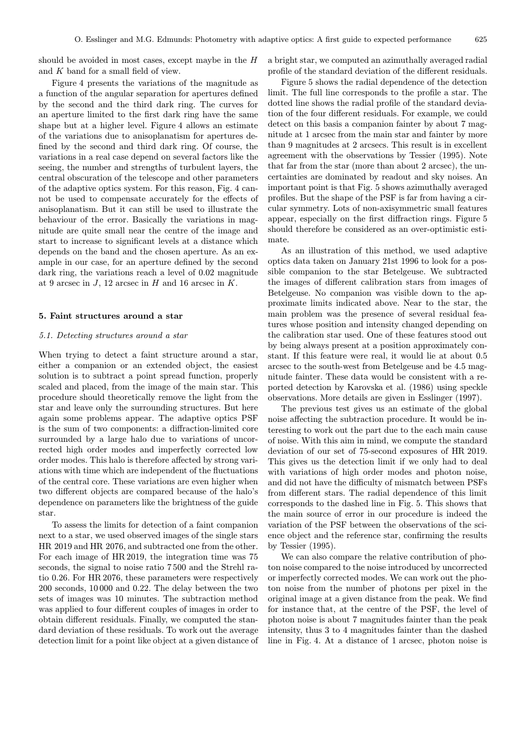should be avoided in most cases, except maybe in the $H$ and $K$ band for a small field of view.

Figure 4 presents the variations of the magnitude as a function of the angular separation for apertures defined by the second and the third dark ring. The curves for an aperture limited to the first dark ring have the same shape but at a higher level. Figure 4 allows an estimate of the variations due to anisoplanatism for apertures defined by the second and third dark ring. Of course, the variations in a real case depend on several factors like the seeing, the number and strengths of turbulent layers, the central obscuration of the telescope and other parameters of the adaptive optics system. For this reason, Fig. 4 cannot be used to compensate accurately for the effects of anisoplanatism. But it can still be used to illustrate the behaviour of the error. Basically the variations in magnitude are quite small near the centre of the image and start to increase to significant levels at a distance which depends on the band and the chosen aperture. As an example in our case, for an aperture defined by the second dark ring, the variations reach a level of 0.02 magnitude at 9 arcsec in $J$, 12 arcsec in $H$ and 16 arcsec in $K$.

## 5. Faint structures around a star

### *5.1. Detecting structures around a star*

When trying to detect a faint structure around a star, either a companion or an extended object, the easiest solution is to subtract a point spread function, properly scaled and placed, from the image of the main star. This procedure should theoretically remove the light from the star and leave only the surrounding structures. But here again some problems appear. The adaptive optics PSF is the sum of two components: a diffraction-limited core surrounded by a large halo due to variations of uncorrected high order modes and imperfectly corrected low order modes. This halo is therefore affected by strong variations with time which are independent of the fluctuations of the central core. These variations are even higher when two different objects are compared because of the halo's dependence on parameters like the brightness of the guide star.

To assess the limits for detection of a faint companion next to a star, we used observed images of the single stars HR 2019 and HR 2076, and subtracted one from the other. For each image of HR 2019, the integration time was 75 seconds, the signal to noise ratio 7 500 and the Strehl ratio 0.26. For HR 2076, these parameters were respectively 200 seconds, 10 000 and 0.22. The delay between the two sets of images was 10 minutes. The subtraction method was applied to four different couples of images in order to obtain different residuals. Finally, we computed the standard deviation of these residuals. To work out the average detection limit for a point like object at a given distance of a bright star, we computed an azimuthally averaged radial profile of the standard deviation of the different residuals.

Figure 5 shows the radial dependence of the detection limit. The full line corresponds to the profile a star. The dotted line shows the radial profile of the standard deviation of the four different residuals. For example, we could detect on this basis a companion fainter by about 7 magnitude at 1 arcsec from the main star and fainter by more than 9 magnitudes at 2 arcsecs. This result is in excellent agreement with the observations by Tessier (1995). Note that far from the star (more than about 2 arcsec), the uncertainties are dominated by readout and sky noises. An important point is that Fig. 5 shows azimuthally averaged profiles. But the shape of the PSF is far from having a circular symmetry. Lots of non-axisymmetric small features appear, especially on the first diffraction rings. Figure 5 should therefore be considered as an over-optimistic estimate.

As an illustration of this method, we used adaptive optics data taken on January 21st 1996 to look for a possible companion to the star Betelgeuse. We subtracted the images of different calibration stars from images of Betelgeuse. No companion was visible down to the approximate limits indicated above. Near to the star, the main problem was the presence of several residual features whose position and intensity changed depending on the calibration star used. One of these features stood out by being always present at a position approximately constant. If this feature were real, it would lie at about 0.5 arcsec to the south-west from Betelgeuse and be 4.5 magnitude fainter. These data would be consistent with a reported detection by Karovska et al. (1986) using speckle observations. More details are given in Esslinger (1997).

The previous test gives us an estimate of the global noise affecting the subtraction procedure. It would be interesting to work out the part due to the each main cause of noise. With this aim in mind, we compute the standard deviation of our set of 75-second exposures of HR 2019. This gives us the detection limit if we only had to deal with variations of high order modes and photon noise, and did not have the difficulty of mismatch between PSFs from different stars. The radial dependence of this limit corresponds to the dashed line in Fig. 5. This shows that the main source of error in our procedure is indeed the variation of the PSF between the observations of the science object and the reference star, confirming the results by Tessier (1995).

We can also compare the relative contribution of photon noise compared to the noise introduced by uncorrected or imperfectly corrected modes. We can work out the photon noise from the number of photons per pixel in the original image at a given distance from the peak. We find for instance that, at the centre of the PSF, the level of photon noise is about 7 magnitudes fainter than the peak intensity, thus 3 to 4 magnitudes fainter than the dashed line in Fig. 4. At a distance of 1 arcsec, photon noise is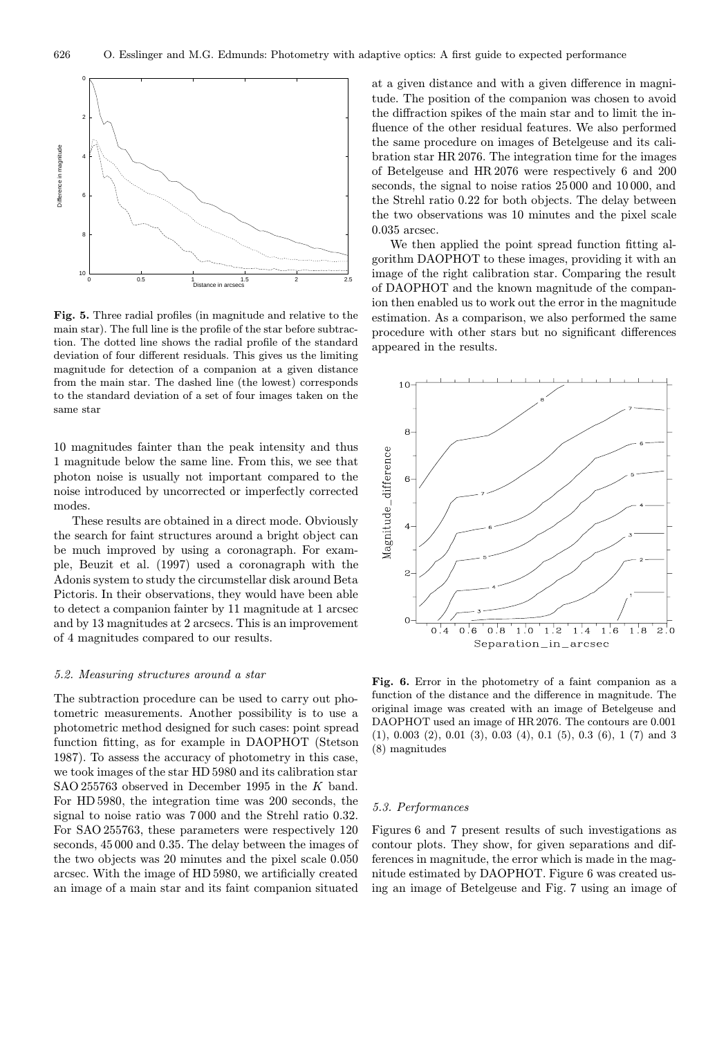**Fig. 5.** Three radial profiles (in magnitude and relative to the main star). The full line is the profile of the star before subtraction. The dotted line shows the radial profile of the standard deviation of four different residuals. This gives us the limiting magnitude for detection of a companion at a given distance from the main star. The dashed line (the lowest) corresponds to the standard deviation of a set of four images taken on the same star

10 magnitudes fainter than the peak intensity and thus 1 magnitude below the same line. From this, we see that photon noise is usually not important compared to the noise introduced by uncorrected or imperfectly corrected modes.

These results are obtained in a direct mode. Obviously the search for faint structures around a bright object can be much improved by using a coronagraph. For example, Beuzit et al. (1997) used a coronagraph with the Adonis system to study the circumstellar disk around Beta Pictoris. In their observations, they would have been able to detect a companion fainter by 11 magnitude at 1 arcsec and by 13 magnitudes at 2 arcsecs. This is an improvement of 4 magnitudes compared to our results.

### 5.2. Measuring structures around a star

The subtraction procedure can be used to carry out photometric measurements. Another possibility is to use a photometric method designed for such cases: point spread function fitting, as for example in DAOPHOT (Stetson 1987). To assess the accuracy of photometry in this case, we took images of the star HD 5980 and its calibration star SAO 255763 observed in December 1995 in the $K$ band. For HD 5980, the integration time was 200 seconds, the signal to noise ratio was 7 000 and the Strehl ratio 0.32. For SAO 255763, these parameters were respectively 120 seconds, 45 000 and 0.35. The delay between the images of the two objects was 20 minutes and the pixel scale 0.050 arcsec. With the image of HD 5980, we artificially created an image of a main star and its faint companion situated at a given distance and with a given difference in magnitude. The position of the companion was chosen to avoid the diffraction spikes of the main star and to limit the influence of the other residual features. We also performed the same procedure on images of Betelgeuse and its calibration star HR 2076. The integration time for the images of Betelgeuse and HR 2076 were respectively 6 and 200 seconds, the signal to noise ratios 25 000 and 10 000, and the Strehl ratio 0.22 for both objects. The delay between the two observations was 10 minutes and the pixel scale 0.035 arcsec.

We then applied the point spread function fitting algorithm DAOPHOT to these images, providing it with an image of the right calibration star. Comparing the result of DAOPHOT and the known magnitude of the companion then enabled us to work out the error in the magnitude estimation. As a comparison, we also performed the same procedure with other stars but no significant differences appeared in the results.

**Fig. 6.** Error in the photometry of a faint companion as a function of the distance and the difference in magnitude. The original image was created with an image of Betelgeuse and DAOPHOT used an image of HR 2076. The contours are 0.001 (1), 0.003 (2), 0.01 (3), 0.03 (4), 0.1 (5), 0.3 (6), 1 (7) and 3 (8) magnitudes

### 5.3. Performances

Figures 6 and 7 present results of such investigations as contour plots. They show, for given separations and differences in magnitude, the error which is made in the magnitude estimated by DAOPHOT. Figure 6 was created using an image of Betelgeuse and Fig. 7 using an image of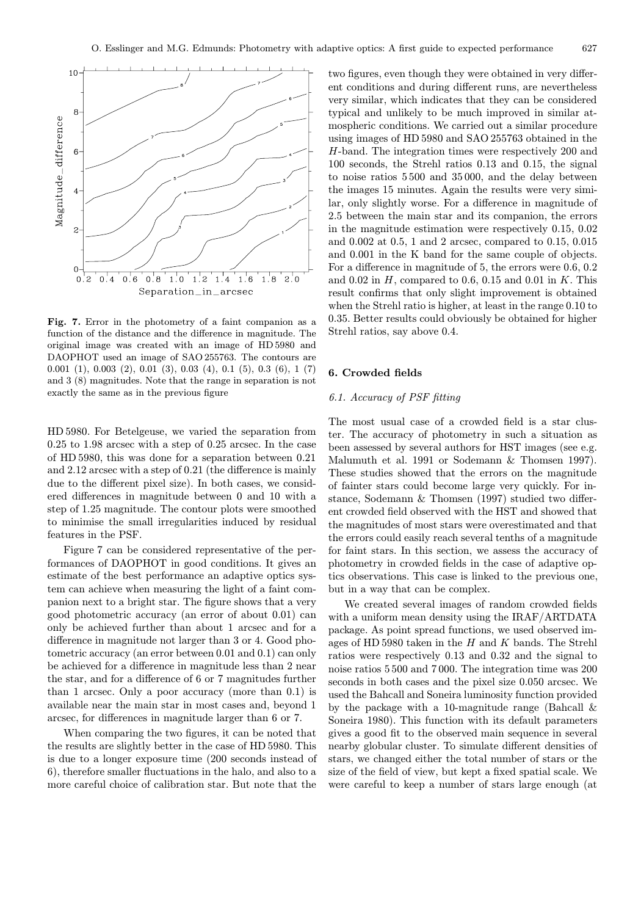**Fig. 7.** Error in the photometry of a faint companion as a function of the distance and the difference in magnitude. The original image was created with an image of HD 5980 and DAOPHOT used an image of SAO 255763. The contours are 0.001 (1), 0.003 (2), 0.01 (3), 0.03 (4), 0.1 (5), 0.3 (6), 1 (7) and 3 (8) magnitudes. Note that the range in separation is not exactly the same as in the previous figure

HD 5980. For Betelgeuse, we varied the separation from 0.25 to 1.98 arcsec with a step of 0.25 arcsec. In the case of HD 5980, this was done for a separation between 0.21 and 2.12 arcsec with a step of 0.21 (the difference is mainly due to the different pixel size). In both cases, we considered differences in magnitude between 0 and 10 with a step of 1.25 magnitude. The contour plots were smoothed to minimise the small irregularities induced by residual features in the PSF.

Figure 7 can be considered representative of the performances of DAOPHOT in good conditions. It gives an estimate of the best performance an adaptive optics system can achieve when measuring the light of a faint companion next to a bright star. The figure shows that a very good photometric accuracy (an error of about 0.01) can only be achieved further than about 1 arcsec and for a difference in magnitude not larger than 3 or 4. Good photometric accuracy (an error between 0.01 and 0.1) can only be achieved for a difference in magnitude less than 2 near the star, and for a difference of 6 or 7 magnitudes further than 1 arcsec. Only a poor accuracy (more than 0.1) is available near the main star in most cases and, beyond 1 arcsec, for differences in magnitude larger than 6 or 7.

When comparing the two figures, it can be noted that the results are slightly better in the case of HD 5980. This is due to a longer exposure time (200 seconds instead of 6), therefore smaller fluctuations in the halo, and also to a more careful choice of calibration star. But note that the two figures, even though they were obtained in very different conditions and during different runs, are nevertheless very similar, which indicates that they can be considered typical and unlikely to be much improved in similar atmospheric conditions. We carried out a similar procedure using images of HD 5980 and SAO 255763 obtained in the $H$-band. The integration times were respectively 200 and 100 seconds, the Strehl ratios 0.13 and 0.15, the signal to noise ratios 5 500 and 35 000, and the delay between the images 15 minutes. Again the results were very similar, only slightly worse. For a difference in magnitude of 2.5 between the main star and its companion, the errors in the magnitude estimation were respectively 0.15, 0.02 and 0.002 at 0.5, 1 and 2 arcsec, compared to 0.15, 0.015 and 0.001 in the K band for the same couple of objects. For a difference in magnitude of 5, the errors were 0.6, 0.2 and 0.02 in $H$, compared to 0.6, 0.15 and 0.01 in $K$. This result confirms that only slight improvement is obtained when the Strehl ratio is higher, at least in the range 0.10 to 0.35. Better results could obviously be obtained for higher Strehl ratios, say above 0.4.

## 6. Crowded fields

### 6.1. Accuracy of PSF fitting

The most usual case of a crowded field is a star cluster. The accuracy of photometry in such a situation as been assessed by several authors for HST images (see e.g. Malumuth et al. 1991 or Sodemann & Thomsen 1997). These studies showed that the errors on the magnitude of fainter stars could become large very quickly. For instance, Sodemann & Thomsen (1997) studied two different crowded field observed with the HST and showed that the magnitudes of most stars were overestimated and that the errors could easily reach several tenths of a magnitude for faint stars. In this section, we assess the accuracy of photometry in crowded fields in the case of adaptive optics observations. This case is linked to the previous one, but in a way that can be complex.

We created several images of random crowded fields with a uniform mean density using the IRAF/ARTDATA package. As point spread functions, we used observed images of HD 5980 taken in the $H$ and $K$ bands. The Strehl ratios were respectively 0.13 and 0.32 and the signal to noise ratios 5 500 and 7 000. The integration time was 200 seconds in both cases and the pixel size 0.050 arcsec. We used the Bahcall and Soneira luminosity function provided by the package with a 10-magnitude range (Bahcall & Soneira 1980). This function with its default parameters gives a good fit to the observed main sequence in several nearby globular cluster. To simulate different densities of stars, we changed either the total number of stars or the size of the field of view, but kept a fixed spatial scale. We were careful to keep a number of stars large enough (at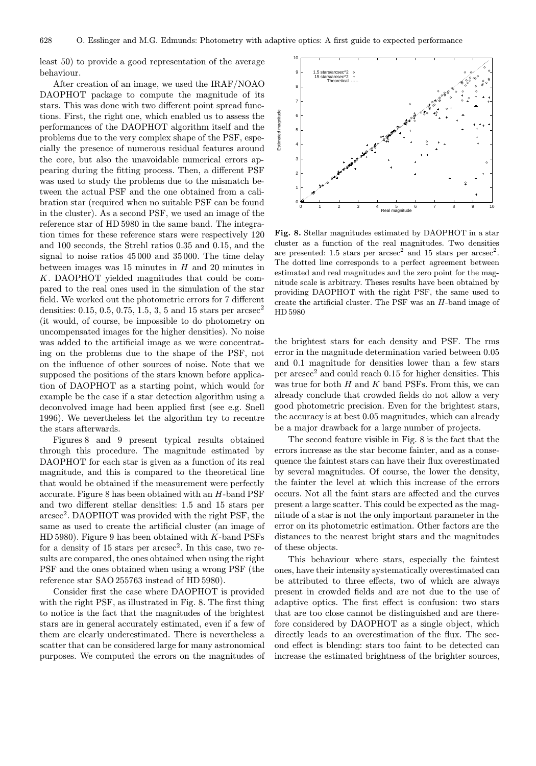least 50) to provide a good representation of the average behaviour.

After creation of an image, we used the IRAF/NOAO DAOPHOT package to compute the magnitude of its stars. This was done with two different point spread functions. First, the right one, which enabled us to assess the performances of the DAOPHOT algorithm itself and the problems due to the very complex shape of the PSF, especially the presence of numerous residual features around the core, but also the unavoidable numerical errors appearing during the fitting process. Then, a different PSF was used to study the problems due to the mismatch between the actual PSF and the one obtained from a calibration star (required when no suitable PSF can be found in the cluster). As a second PSF, we used an image of the reference star of HD 5980 in the same band. The integration times for these reference stars were respectively 120 and 100 seconds, the Strehl ratios 0.35 and 0.15, and the signal to noise ratios 45 000 and 35 000. The time delay between images was 15 minutes in $H$ and 20 minutes in $K$. DAOPHOT yielded magnitudes that could be compared to the real ones used in the simulation of the star field. We worked out the photometric errors for 7 different densities: 0.15, 0.5, 0.75, 1.5, 3, 5 and 15 stars per arcsec$^2$ (it would, of course, be impossible to do photometry on uncompensated images for the higher densities). No noise was added to the artificial image as we were concentrating on the problems due to the shape of the PSF, not on the influence of other sources of noise. Note that we supposed the positions of the stars known before application of DAOPHOT as a starting point, which would for example be the case if a star detection algorithm using a deconvolved image had been applied first (see e.g. Snell 1996). We nevertheless let the algorithm try to recentre the stars afterwards.

Figures 8 and 9 present typical results obtained through this procedure. The magnitude estimated by DAOPHOT for each star is given as a function of its real magnitude, and this is compared to the theoretical line that would be obtained if the measurement were perfectly accurate. Figure 8 has been obtained with an $H$-band PSF and two different stellar densities: 1.5 and 15 stars per arcsec$^2$. DAOPHOT was provided with the right PSF, the same as used to create the artificial cluster (an image of HD 5980). Figure 9 has been obtained with $K$-band PSFs for a density of 15 stars per arcsec$^2$. In this case, two results are compared, the ones obtained when using the right PSF and the ones obtained when using a wrong PSF (the reference star SAO 255763 instead of HD 5980).

Consider first the case where DAOPHOT is provided with the right PSF, as illustrated in Fig. 8. The first thing to notice is the fact that the magnitudes of the brightest stars are in general accurately estimated, even if a few of them are clearly underestimated. There is nevertheless a scatter that can be considered large for many astronomical purposes. We computed the errors on the magnitudes of the brightest stars for each density and PSF. The rms error in the magnitude determination varied between 0.05 and 0.1 magnitude for densities lower than a few stars per arcsec$^2$ and could reach 0.15 for higher densities. This was true for both $H$ and $K$ band PSFs. From this, we can already conclude that crowded fields do not allow a very good photometric precision. Even for the brightest stars, the accuracy is at best 0.05 magnitudes, which can already be a major drawback for a large number of projects.

**Fig. 8.** Stellar magnitudes estimated by DAOPHOT in a star cluster as a function of the real magnitudes. Two densities are presented: 1.5 stars per arcsec$^2$ and 15 stars per arcsec$^2$. The dotted line corresponds to a perfect agreement between estimated and real magnitudes and the zero point for the magnitude scale is arbitrary. Theses results have been obtained by providing DAOPHOT with the right PSF, the same used to create the artificial cluster. The PSF was an $H$-band image of HD 5980

The second feature visible in Fig. 8 is the fact that the errors increase as the star become fainter, and as a consequence the faintest stars can have their flux overestimated by several magnitudes. Of course, the lower the density, the fainter the level at which this increase of the errors occurs. Not all the faint stars are affected and the curves present a large scatter. This could be expected as the magnitude of a star is not the only important parameter in the error on its photometric estimation. Other factors are the distances to the nearest bright stars and the magnitudes of these objects.

This behaviour where stars, especially the faintest ones, have their intensity systematically overestimated can be attributed to three effects, two of which are always present in crowded fields and are not due to the use of adaptive optics. The first effect is confusion: two stars that are too close cannot be distinguished and are therefore considered by DAOPHOT as a single object, which directly leads to an overestimation of the flux. The second effect is blending: stars too faint to be detected can increase the estimated brightness of the brighter sources,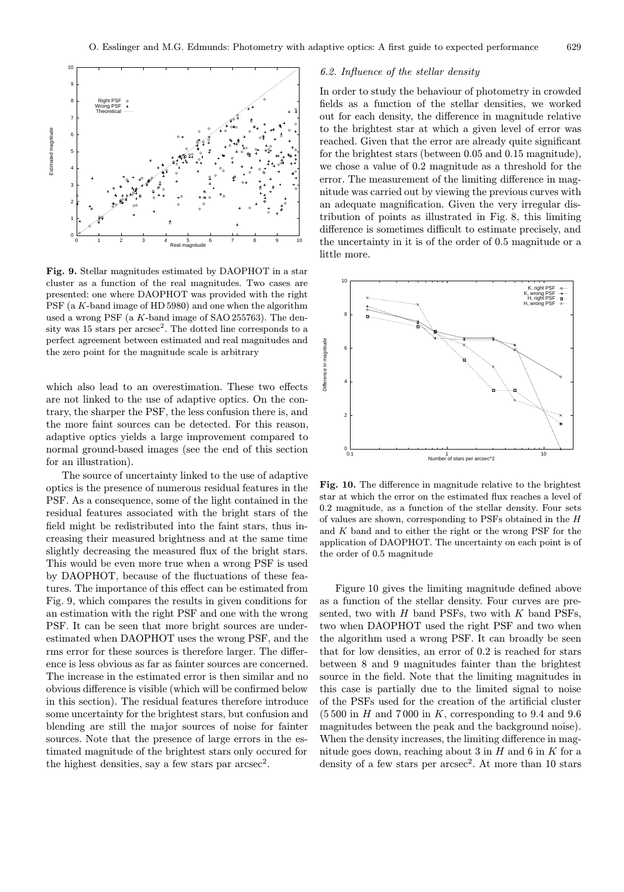**Fig. 9.** Stellar magnitudes estimated by DAOPHOT in a star cluster as a function of the real magnitudes. Two cases are presented: one where DAOPHOT was provided with the right PSF (a $K$-band image of HD 5980) and one when the algorithm used a wrong PSF (a $K$-band image of SAO 255763). The density was 15 stars per arcsec$^2$. The dotted line corresponds to a perfect agreement between estimated and real magnitudes and the zero point for the magnitude scale is arbitrary

which also lead to an overestimation. These two effects are not linked to the use of adaptive optics. On the contrary, the sharper the PSF, the less confusion there is, and the more faint sources can be detected. For this reason, adaptive optics yields a large improvement compared to normal ground-based images (see the end of this section for an illustration).

The source of uncertainty linked to the use of adaptive optics is the presence of numerous residual features in the PSF. As a consequence, some of the light contained in the residual features associated with the bright stars of the field might be redistributed into the faint stars, thus increasing their measured brightness and at the same time slightly decreasing the measured flux of the bright stars. This would be even more true when a wrong PSF is used by DAOPHOT, because of the fluctuations of these features. The importance of this effect can be estimated from Fig. 9, which compares the results in given conditions for an estimation with the right PSF and one with the wrong PSF. It can be seen that more bright sources are underestimated when DAOPHOT uses the wrong PSF, and the rms error for these sources is therefore larger. The difference is less obvious as far as fainter sources are concerned. The increase in the estimated error is then similar and no obvious difference is visible (which will be confirmed below in this section). The residual features therefore introduce some uncertainty for the brightest stars, but confusion and blending are still the major sources of noise for fainter sources. Note that the presence of large errors in the estimated magnitude of the brightest stars only occured for the highest densities, say a few stars par arcsec$^2$.

### 6.2. Influence of the stellar density

In order to study the behaviour of photometry in crowded fields as a function of the stellar densities, we worked out for each density, the difference in magnitude relative to the brightest star at which a given level of error was reached. Given that the error are already quite significant for the brightest stars (between 0.05 and 0.15 magnitude), we chose a value of 0.2 magnitude as a threshold for the error. The measurement of the limiting difference in magnitude was carried out by viewing the previous curves with an adequate magnification. Given the very irregular distribution of points as illustrated in Fig. 8, this limiting difference is sometimes difficult to estimate precisely, and the uncertainty in it is of the order of 0.5 magnitude or a little more.

**Fig. 10.** The difference in magnitude relative to the brightest star at which the error on the estimated flux reaches a level of 0.2 magnitude, as a function of the stellar density. Four sets of values are shown, corresponding to PSFs obtained in the $H$ and $K$ band and to either the right or the wrong PSF for the application of DAOPHOT. The uncertainty on each point is of the order of 0.5 magnitude

Figure 10 gives the limiting magnitude defined above as a function of the stellar density. Four curves are presented, two with $H$ band PSFs, two with $K$ band PSFs, two when DAOPHOT used the right PSF and two when the algorithm used a wrong PSF. It can broadly be seen that for low densities, an error of 0.2 is reached for stars between 8 and 9 magnitudes fainter than the brightest source in the field. Note that the limiting magnitudes in this case is partially due to the limited signal to noise of the PSFs used for the creation of the artificial cluster (5 500 in $H$ and 7 000 in $K$, corresponding to 9.4 and 9.6 magnitudes between the peak and the background noise). When the density increases, the limiting difference in magnitude goes down, reaching about 3 in $H$ and 6 in $K$ for a density of a few stars per arcsec$^2$. At more than 10 stars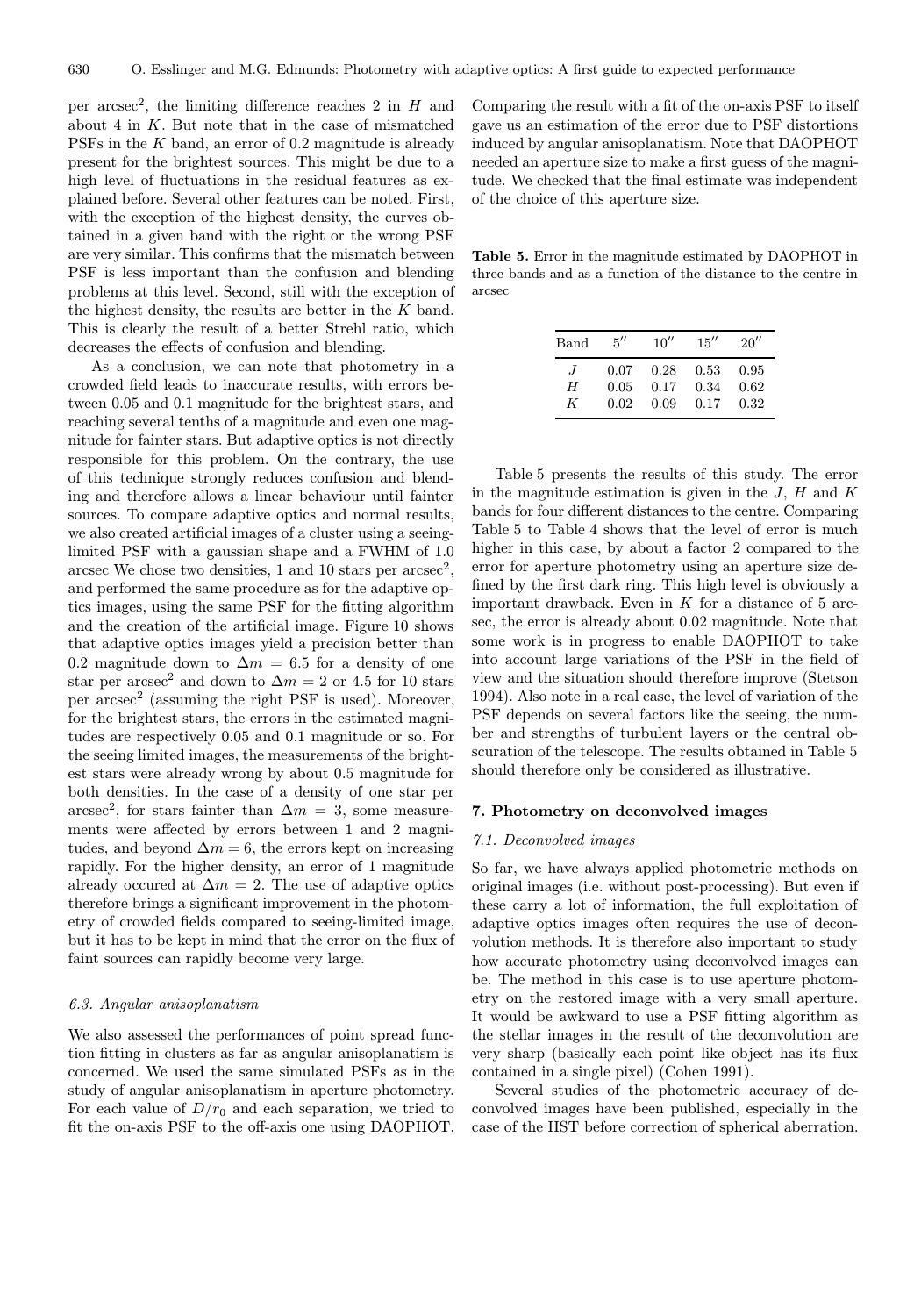per arcsec$^2$, the limiting difference reaches 2 in $H$ and about 4 in $K$. But note that in the case of mismatched PSFs in the $K$ band, an error of 0.2 magnitude is already present for the brightest sources. This might be due to a high level of fluctuations in the residual features as explained before. Several other features can be noted. First, with the exception of the highest density, the curves obtained in a given band with the right or the wrong PSF are very similar. This confirms that the mismatch between PSF is less important than the confusion and blending problems at this level. Second, still with the exception of the highest density, the results are better in the $K$ band. This is clearly the result of a better Strehl ratio, which decreases the effects of confusion and blending.

As a conclusion, we can note that photometry in a crowded field leads to inaccurate results, with errors between 0.05 and 0.1 magnitude for the brightest stars, and reaching several tenths of a magnitude and even one magnitude for fainter stars. But adaptive optics is not directly responsible for this problem. On the contrary, the use of this technique strongly reduces confusion and blending and therefore allows a linear behaviour until fainter sources. To compare adaptive optics and normal results, we also created artificial images of a cluster using a seeing-limited PSF with a gaussian shape and a FWHM of 1.0 arcsec We chose two densities, 1 and 10 stars per arcsec$^2$, and performed the same procedure as for the adaptive optics images, using the same PSF for the fitting algorithm and the creation of the artificial image. Figure 10 shows that adaptive optics images yield a precision better than 0.2 magnitude down to $\Delta m = 6.5$ for a density of one star per arcsec$^2$ and down to $\Delta m = 2$ or 4.5 for 10 stars per arcsec$^2$ (assuming the right PSF is used). Moreover, for the brightest stars, the errors in the estimated magnitudes are respectively 0.05 and 0.1 magnitude or so. For the seeing limited images, the measurements of the brightest stars were already wrong by about 0.5 magnitude for both densities. In the case of a density of one star per arcsec$^2$, for stars fainter than $\Delta m = 3$, some measurements were affected by errors between 1 and 2 magnitudes, and beyond $\Delta m = 6$, the errors kept on increasing rapidly. For the higher density, an error of 1 magnitude already occured at $\Delta m = 2$. The use of adaptive optics therefore brings a significant improvement in the photometry of crowded fields compared to seeing-limited image, but it has to be kept in mind that the error on the flux of faint sources can rapidly become very large.

### 6.3. Angular anisoplanatism

We also assessed the performances of point spread function fitting in clusters as far as angular anisoplanatism is concerned. We used the same simulated PSFs as in the study of angular anisoplanatism in aperture photometry. For each value of $D/r_0$ and each separation, we tried to fit the on-axis PSF to the off-axis one using DAOPHOT. Comparing the result with a fit of the on-axis PSF to itself gave us an estimation of the error due to PSF distortions induced by angular anisoplanatism. Note that DAOPHOT needed an aperture size to make a first guess of the magnitude. We checked that the final estimate was independent of the choice of this aperture size.

**Table 5.** Error in the magnitude estimated by DAOPHOT in three bands and as a function of the distance to the centre in arcsec

| Band | $5''$ | $10''$ | $15''$ | $20''$ |
|---|---|---|---|---|
| $J$ | 0.07 | 0.28 | 0.53 | 0.95 |
| $H$ | 0.05 | 0.17 | 0.34 | 0.62 |
| $K$ | 0.02 | 0.09 | 0.17 | 0.32 |

Table 5 presents the results of this study. The error in the magnitude estimation is given in the $J$, $H$ and $K$ bands for four different distances to the centre. Comparing Table 5 to Table 4 shows that the level of error is much higher in this case, by about a factor 2 compared to the error for aperture photometry using an aperture size defined by the first dark ring. This high level is obviously a important drawback. Even in $K$ for a distance of 5 arcsec, the error is already about 0.02 magnitude. Note that some work is in progress to enable DAOPHOT to take into account large variations of the PSF in the field of view and the situation should therefore improve (Stetson 1994). Also note in a real case, the level of variation of the PSF depends on several factors like the seeing, the number and strengths of turbulent layers or the central obscuration of the telescope. The results obtained in Table 5 should therefore only be considered as illustrative.

## 7. Photometry on deconvolved images

### 7.1. Deconvolved images

So far, we have always applied photometric methods on original images (i.e. without post-processing). But even if these carry a lot of information, the full exploitation of adaptive optics images often requires the use of deconvolution methods. It is therefore also important to study how accurate photometry using deconvolved images can be. The method in this case is to use aperture photometry on the restored image with a very small aperture. It would be awkward to use a PSF fitting algorithm as the stellar images in the result of the deconvolution are very sharp (basically each point like object has its flux contained in a single pixel) (Cohen 1991).

Several studies of the photometric accuracy of deconvolved images have been published, especially in the case of the HST before correction of spherical aberration.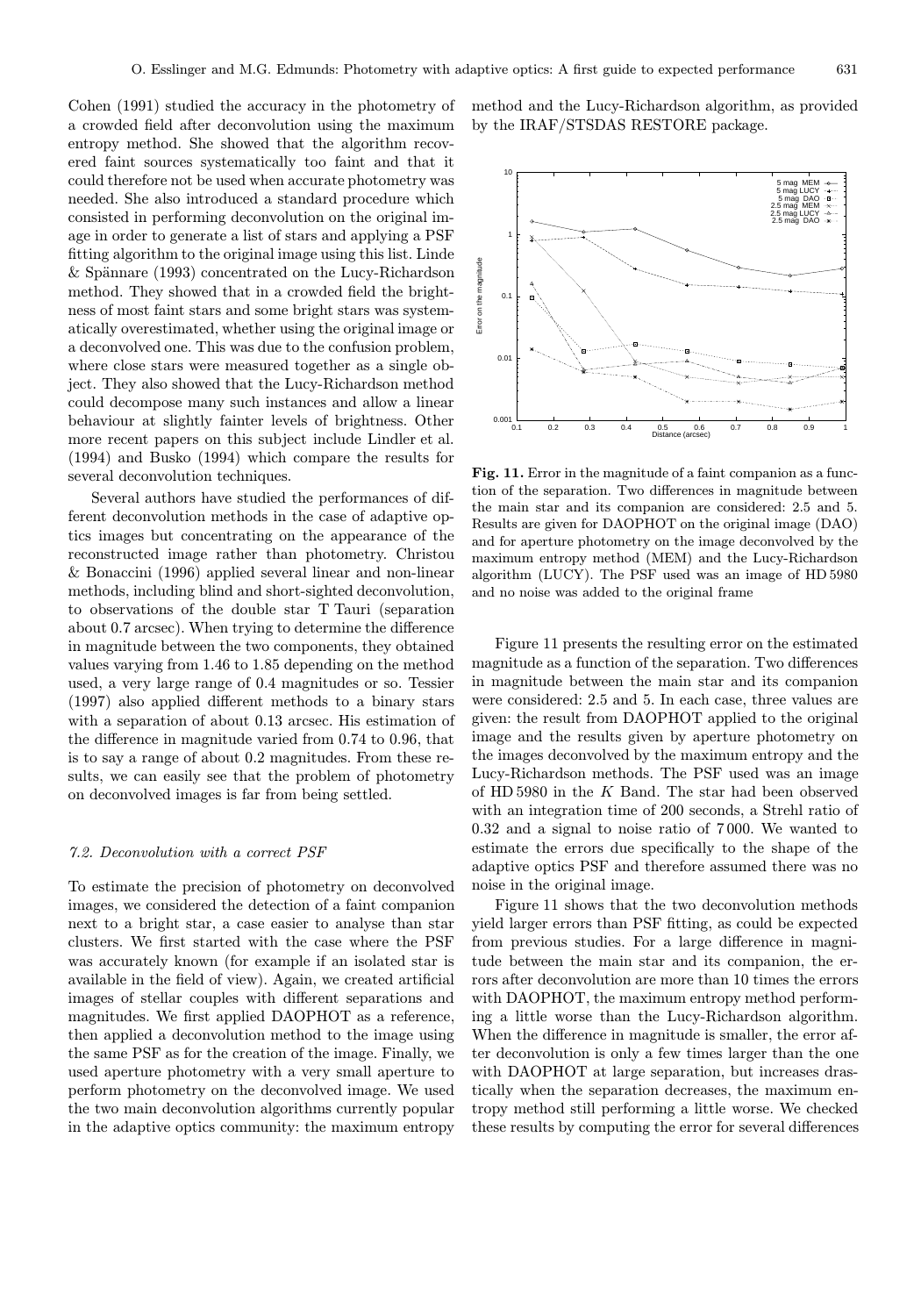Cohen (1991) studied the accuracy in the photometry of a crowded field after deconvolution using the maximum entropy method. She showed that the algorithm recovered faint sources systematically too faint and that it could therefore not be used when accurate photometry was needed. She also introduced a standard procedure which consisted in performing deconvolution on the original image in order to generate a list of stars and applying a PSF fitting algorithm to the original image using this list. Linde & Spännare (1993) concentrated on the Lucy-Richardson method. They showed that in a crowded field the brightness of most faint stars and some bright stars was systematically overestimated, whether using the original image or a deconvolved one. This was due to the confusion problem, where close stars were measured together as a single object. They also showed that the Lucy-Richardson method could decompose many such instances and allow a linear behaviour at slightly fainter levels of brightness. Other more recent papers on this subject include Lindler et al. (1994) and Busko (1994) which compare the results for several deconvolution techniques.

Several authors have studied the performances of different deconvolution methods in the case of adaptive optics images but concentrating on the appearance of the reconstructed image rather than photometry. Christou & Bonaccini (1996) applied several linear and non-linear methods, including blind and short-sighted deconvolution, to observations of the double star T Tauri (separation about 0.7 arcsec). When trying to determine the difference in magnitude between the two components, they obtained values varying from 1.46 to 1.85 depending on the method used, a very large range of 0.4 magnitudes or so. Tessier (1997) also applied different methods to a binary stars with a separation of about 0.13 arcsec. His estimation of the difference in magnitude varied from 0.74 to 0.96, that is to say a range of about 0.2 magnitudes. From these results, we can easily see that the problem of photometry on deconvolved images is far from being settled.

### 7.2. Deconvolution with a correct PSF

To estimate the precision of photometry on deconvolved images, we considered the detection of a faint companion next to a bright star, a case easier to analyse than star clusters. We first started with the case where the PSF was accurately known (for example if an isolated star is available in the field of view). Again, we created artificial images of stellar couples with different separations and magnitudes. We first applied DAOPHOT as a reference, then applied a deconvolution method to the image using the same PSF as for the creation of the image. Finally, we used aperture photometry with a very small aperture to perform photometry on the deconvolved image. We used the two main deconvolution algorithms currently popular in the adaptive optics community: the maximum entropy method and the Lucy-Richardson algorithm, as provided by the IRAF/STSDAS RESTORE package.

**Fig. 11.** Error in the magnitude of a faint companion as a function of the separation. Two differences in magnitude between the main star and its companion are considered: 2.5 and 5. Results are given for DAOPHOT on the original image (DAO) and for aperture photometry on the image deconvolved by the maximum entropy method (MEM) and the Lucy-Richardson algorithm (LUCY). The PSF used was an image of HD 5980 and no noise was added to the original frame

Figure 11 presents the resulting error on the estimated magnitude as a function of the separation. Two differences in magnitude between the main star and its companion were considered: 2.5 and 5. In each case, three values are given: the result from DAOPHOT applied to the original image and the results given by aperture photometry on the images deconvolved by the maximum entropy and the Lucy-Richardson methods. The PSF used was an image of HD 5980 in the $K$ Band. The star had been observed with an integration time of 200 seconds, a Strehl ratio of 0.32 and a signal to noise ratio of 7 000. We wanted to estimate the errors due specifically to the shape of the adaptive optics PSF and therefore assumed there was no noise in the original image.

Figure 11 shows that the two deconvolution methods yield larger errors than PSF fitting, as could be expected from previous studies. For a large difference in magnitude between the main star and its companion, the errors after deconvolution are more than 10 times the errors with DAOPHOT, the maximum entropy method performing a little worse than the Lucy-Richardson algorithm. When the difference in magnitude is smaller, the error after deconvolution is only a few times larger than the one with DAOPHOT at large separation, but increases drastically when the separation decreases, the maximum entropy method still performing a little worse. We checked these results by computing the error for several differences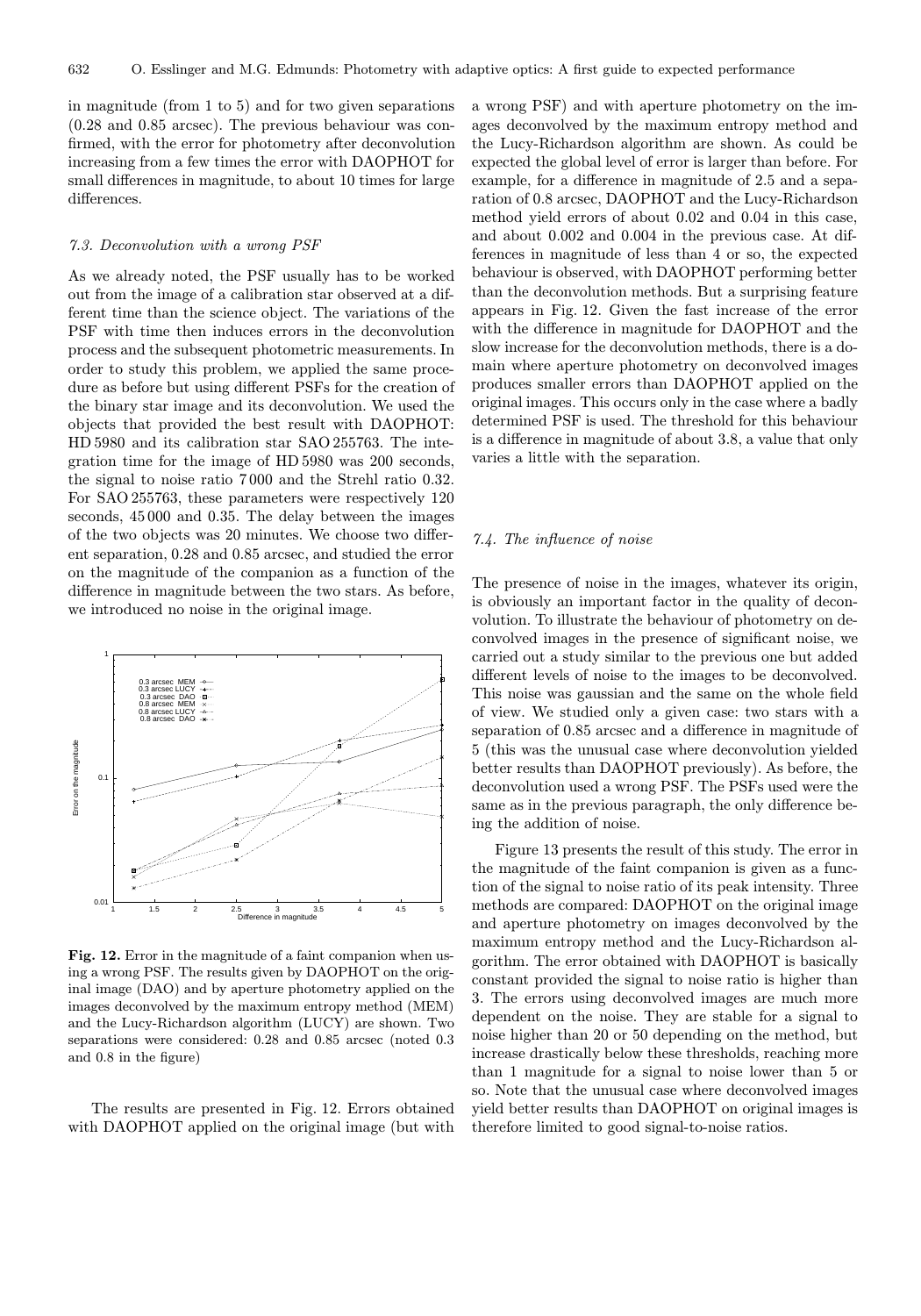in magnitude (from 1 to 5) and for two given separations (0.28 and 0.85 arcsec). The previous behaviour was confirmed, with the error for photometry after deconvolution increasing from a few times the error with DAOPHOT for small differences in magnitude, to about 10 times for large differences.

### *7.3. Deconvolution with a wrong PSF*

As we already noted, the PSF usually has to be worked out from the image of a calibration star observed at a different time than the science object. The variations of the PSF with time then induces errors in the deconvolution process and the subsequent photometric measurements. In order to study this problem, we applied the same procedure as before but using different PSFs for the creation of the binary star image and its deconvolution. We used the objects that provided the best result with DAOPHOT: HD 5980 and its calibration star SAO 255763. The integration time for the image of HD 5980 was 200 seconds, the signal to noise ratio 7 000 and the Strehl ratio 0.32. For SAO 255763, these parameters were respectively 120 seconds, 45 000 and 0.35. The delay between the images of the two objects was 20 minutes. We choose two different separation, 0.28 and 0.85 arcsec, and studied the error on the magnitude of the companion as a function of the difference in magnitude between the two stars. As before, we introduced no noise in the original image.

**Fig. 12.** Error in the magnitude of a faint companion when using a wrong PSF. The results given by DAOPHOT on the original image (DAO) and by aperture photometry applied on the images deconvolved by the maximum entropy method (MEM) and the Lucy-Richardson algorithm (LUCY) are shown. Two separations were considered: 0.28 and 0.85 arcsec (noted 0.3 and 0.8 in the figure)

The results are presented in Fig. 12. Errors obtained with DAOPHOT applied on the original image (but with a wrong PSF) and with aperture photometry on the images deconvolved by the maximum entropy method and the Lucy-Richardson algorithm are shown. As could be expected the global level of error is larger than before. For example, for a difference in magnitude of 2.5 and a separation of 0.8 arcsec, DAOPHOT and the Lucy-Richardson method yield errors of about 0.02 and 0.04 in this case, and about 0.002 and 0.004 in the previous case. At differences in magnitude of less than 4 or so, the expected behaviour is observed, with DAOPHOT performing better than the deconvolution methods. But a surprising feature appears in Fig. 12. Given the fast increase of the error with the difference in magnitude for DAOPHOT and the slow increase for the deconvolution methods, there is a domain where aperture photometry on deconvolved images produces smaller errors than DAOPHOT applied on the original images. This occurs only in the case where a badly determined PSF is used. The threshold for this behaviour is a difference in magnitude of about 3.8, a value that only varies a little with the separation.

### *7.4. The influence of noise*

The presence of noise in the images, whatever its origin, is obviously an important factor in the quality of deconvolution. To illustrate the behaviour of photometry on deconvolved images in the presence of significant noise, we carried out a study similar to the previous one but added different levels of noise to the images to be deconvolved. This noise was gaussian and the same on the whole field of view. We studied only a given case: two stars with a separation of 0.85 arcsec and a difference in magnitude of 5 (this was the unusual case where deconvolution yielded better results than DAOPHOT previously). As before, the deconvolution used a wrong PSF. The PSFs used were the same as in the previous paragraph, the only difference being the addition of noise.

Figure 13 presents the result of this study. The error in the magnitude of the faint companion is given as a function of the signal to noise ratio of its peak intensity. Three methods are compared: DAOPHOT on the original image and aperture photometry on images deconvolved by the maximum entropy method and the Lucy-Richardson algorithm. The error obtained with DAOPHOT is basically constant provided the signal to noise ratio is higher than 3. The errors using deconvolved images are much more dependent on the noise. They are stable for a signal to noise higher than 20 or 50 depending on the method, but increase drastically below these thresholds, reaching more than 1 magnitude for a signal to noise lower than 5 or so. Note that the unusual case where deconvolved images yield better results than DAOPHOT on original images is therefore limited to good signal-to-noise ratios.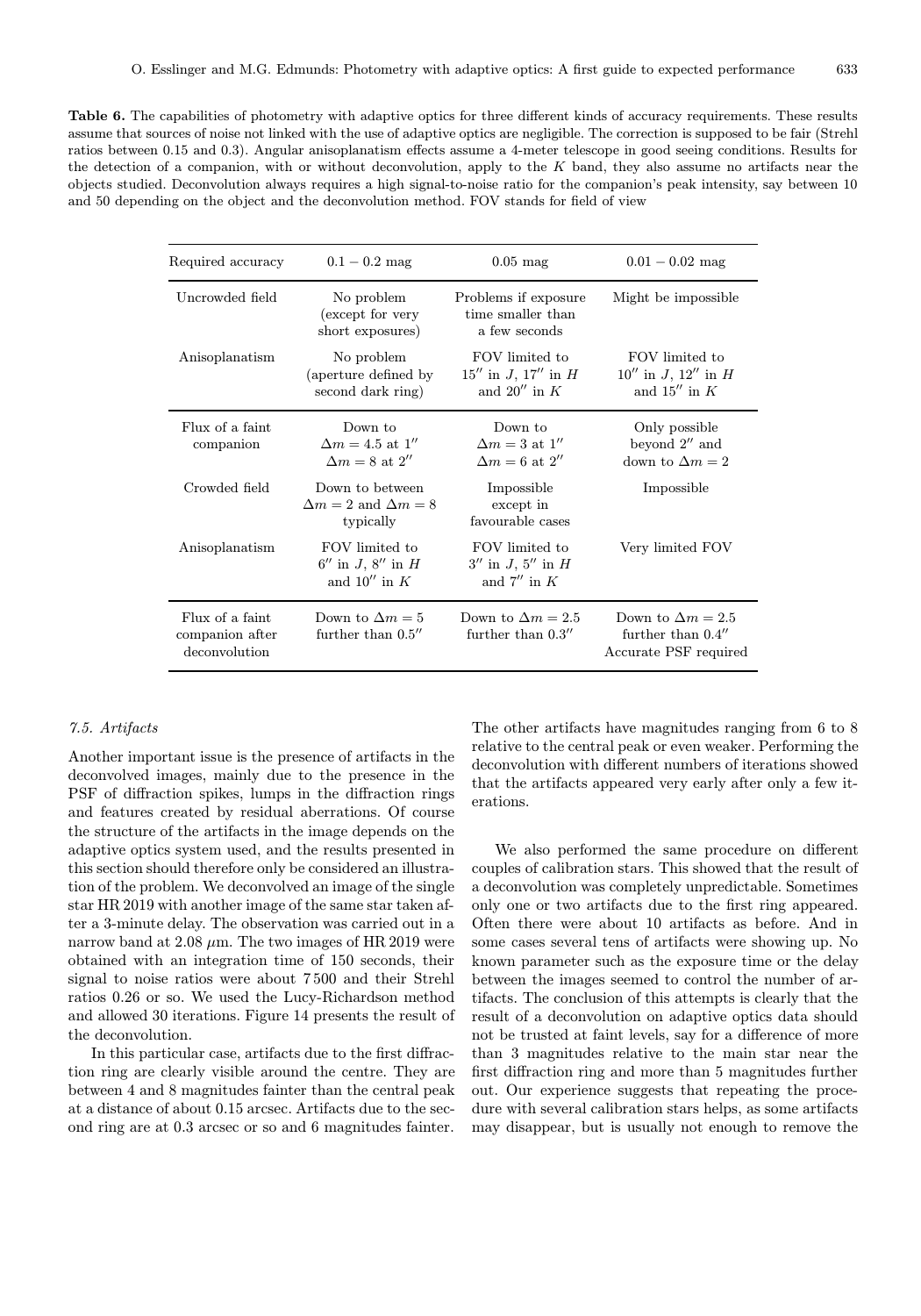**Table 6.** The capabilities of photometry with adaptive optics for three different kinds of accuracy requirements. These results assume that sources of noise not linked with the use of adaptive optics are negligible. The correction is supposed to be fair (Strehl ratios between 0.15 and 0.3). Angular anisoplanatism effects assume a 4-meter telescope in good seeing conditions. Results for the detection of a companion, with or without deconvolution, apply to the $K$ band, they also assume no artifacts near the objects studied. Deconvolution always requires a high signal-to-noise ratio for the companion's peak intensity, say between 10 and 50 depending on the object and the deconvolution method. FOV stands for field of view

| Required accuracy | $0.1 - 0.2$ mag | $0.05$ mag | $0.01 - 0.02$ mag |
|---|---|---|---|
| Uncrowded field | No problem (except for very short exposures) | Problems if exposure time smaller than a few seconds | Might be impossible |
| Anisoplanatism | No problem (aperture defined by second dark ring) | FOV limited to $15''$ in $J$, $17''$ in $H$ and $20''$ in $K$ | FOV limited to $10''$ in $J$, $12''$ in $H$ and $15''$ in $K$ |
| Flux of a faint companion | Down to $\Delta m = 4.5$ at $1''$ $\Delta m = 8$ at $2''$ | Down to $\Delta m = 3$ at $1''$ $\Delta m = 6$ at $2''$ | Only possible beyond $2''$ and down to $\Delta m = 2$ |
| Crowded field | Down to between $\Delta m = 2$ and $\Delta m = 8$ typically | Impossible except in favourable cases | Impossible |
| Anisoplanatism | FOV limited to $6''$ in $J$, $8''$ in $H$ and $10''$ in $K$ | FOV limited to $3''$ in $J$, $5''$ in $H$ and $7''$ in $K$ | Very limited FOV |
| Flux of a faint companion after deconvolution | Down to $\Delta m = 5$ further than $0.5''$ | Down to $\Delta m = 2.5$ further than $0.3''$ | Down to $\Delta m = 2.5$ further than $0.4''$ Accurate PSF required |

### 7.5. Artifacts

Another important issue is the presence of artifacts in the deconvolved images, mainly due to the presence in the PSF of diffraction spikes, lumps in the diffraction rings and features created by residual aberrations. Of course the structure of the artifacts in the image depends on the adaptive optics system used, and the results presented in this section should therefore only be considered an illustration of the problem. We deconvolved an image of the single star HR 2019 with another image of the same star taken after a 3-minute delay. The observation was carried out in a narrow band at 2.08 $\mu$m. The two images of HR 2019 were obtained with an integration time of 150 seconds, their signal to noise ratios were about 7 500 and their Strehl ratios 0.26 or so. We used the Lucy-Richardson method and allowed 30 iterations. Figure 14 presents the result of the deconvolution.

In this particular case, artifacts due to the first diffraction ring are clearly visible around the centre. They are between 4 and 8 magnitudes fainter than the central peak at a distance of about 0.15 arcsec. Artifacts due to the second ring are at 0.3 arcsec or so and 6 magnitudes fainter. The other artifacts have magnitudes ranging from 6 to 8 relative to the central peak or even weaker. Performing the deconvolution with different numbers of iterations showed that the artifacts appeared very early after only a few iterations.

We also performed the same procedure on different couples of calibration stars. This showed that the result of a deconvolution was completely unpredictable. Sometimes only one or two artifacts due to the first ring appeared. Often there were about 10 artifacts as before. And in some cases several tens of artifacts were showing up. No known parameter such as the exposure time or the delay between the images seemed to control the number of artifacts. The conclusion of this attempts is clearly that the result of a deconvolution on adaptive optics data should not be trusted at faint levels, say for a difference of more than 3 magnitudes relative to the main star near the first diffraction ring and more than 5 magnitudes further out. Our experience suggests that repeating the procedure with several calibration stars helps, as some artifacts may disappear, but is usually not enough to remove the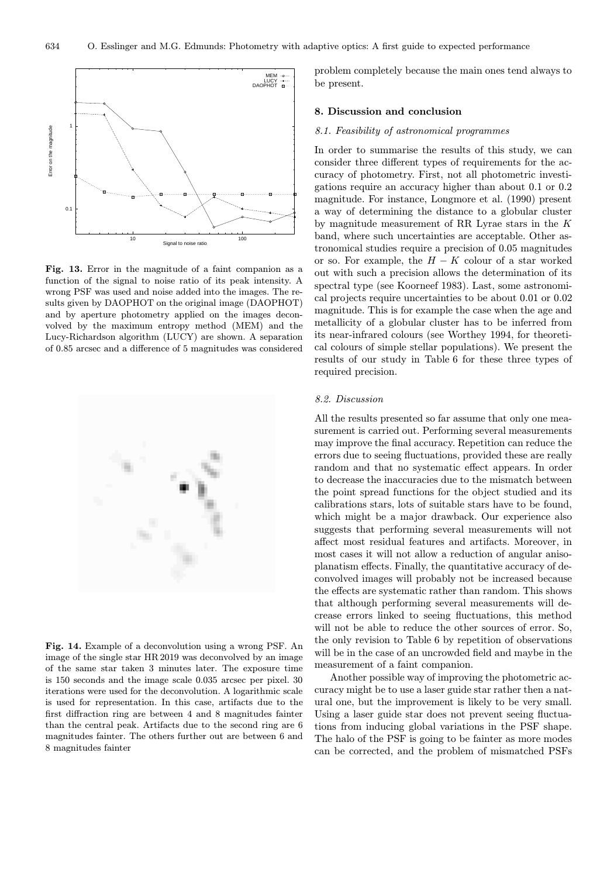**Fig. 13.** Error in the magnitude of a faint companion as a function of the signal to noise ratio of its peak intensity. A wrong PSF was used and noise added into the images. The results given by DAOPHOT on the original image (DAOPHOT) and by aperture photometry applied on the images deconvolved by the maximum entropy method (MEM) and the Lucy-Richardson algorithm (LUCY) are shown. A separation of 0.85 arcsec and a difference of 5 magnitudes was considered

**Fig. 14.** Example of a deconvolution using a wrong PSF. An image of the single star HR 2019 was deconvolved by an image of the same star taken 3 minutes later. The exposure time is 150 seconds and the image scale 0.035 arcsec per pixel. 30 iterations were used for the deconvolution. A logarithmic scale is used for representation. In this case, artifacts due to the first diffraction ring are between 4 and 8 magnitudes fainter than the central peak. Artifacts due to the second ring are 6 magnitudes fainter. The others further out are between 6 and 8 magnitudes fainter

problem completely because the main ones tend always to be present.

## 8. Discussion and conclusion

### *8.1. Feasibility of astronomical programmes*

In order to summarise the results of this study, we can consider three different types of requirements for the accuracy of photometry. First, not all photometric investigations require an accuracy higher than about 0.1 or 0.2 magnitude. For instance, Longmore et al. (1990) present a way of determining the distance to a globular cluster by magnitude measurement of RR Lyrae stars in the $K$ band, where such uncertainties are acceptable. Other astronomical studies require a precision of 0.05 magnitudes or so. For example, the $H-K$ colour of a star worked out with such a precision allows the determination of its spectral type (see Koorneef 1983). Last, some astronomical projects require uncertainties to be about 0.01 or 0.02 magnitude. This is for example the case when the age and metallicity of a globular cluster has to be inferred from its near-infrared colours (see Worthey 1994, for theoretical colours of simple stellar populations). We present the results of our study in Table 6 for these three types of required precision.

### *8.2. Discussion*

All the results presented so far assume that only one measurement is carried out. Performing several measurements may improve the final accuracy. Repetition can reduce the errors due to seeing fluctuations, provided these are really random and that no systematic effect appears. In order to decrease the inaccuracies due to the mismatch between the point spread functions for the object studied and its calibrations stars, lots of suitable stars have to be found, which might be a major drawback. Our experience also suggests that performing several measurements will not affect most residual features and artifacts. Moreover, in most cases it will not allow a reduction of angular anisoplanatism effects. Finally, the quantitative accuracy of deconvolved images will probably not be increased because the effects are systematic rather than random. This shows that although performing several measurements will decrease errors linked to seeing fluctuations, this method will not be able to reduce the other sources of error. So, the only revision to Table 6 by repetition of observations will be in the case of an uncrowded field and maybe in the measurement of a faint companion.

Another possible way of improving the photometric accuracy might be to use a laser guide star rather then a natural one, but the improvement is likely to be very small. Using a laser guide star does not prevent seeing fluctuations from inducing global variations in the PSF shape. The halo of the PSF is going to be fainter as more modes can be corrected, and the problem of mismatched PSFs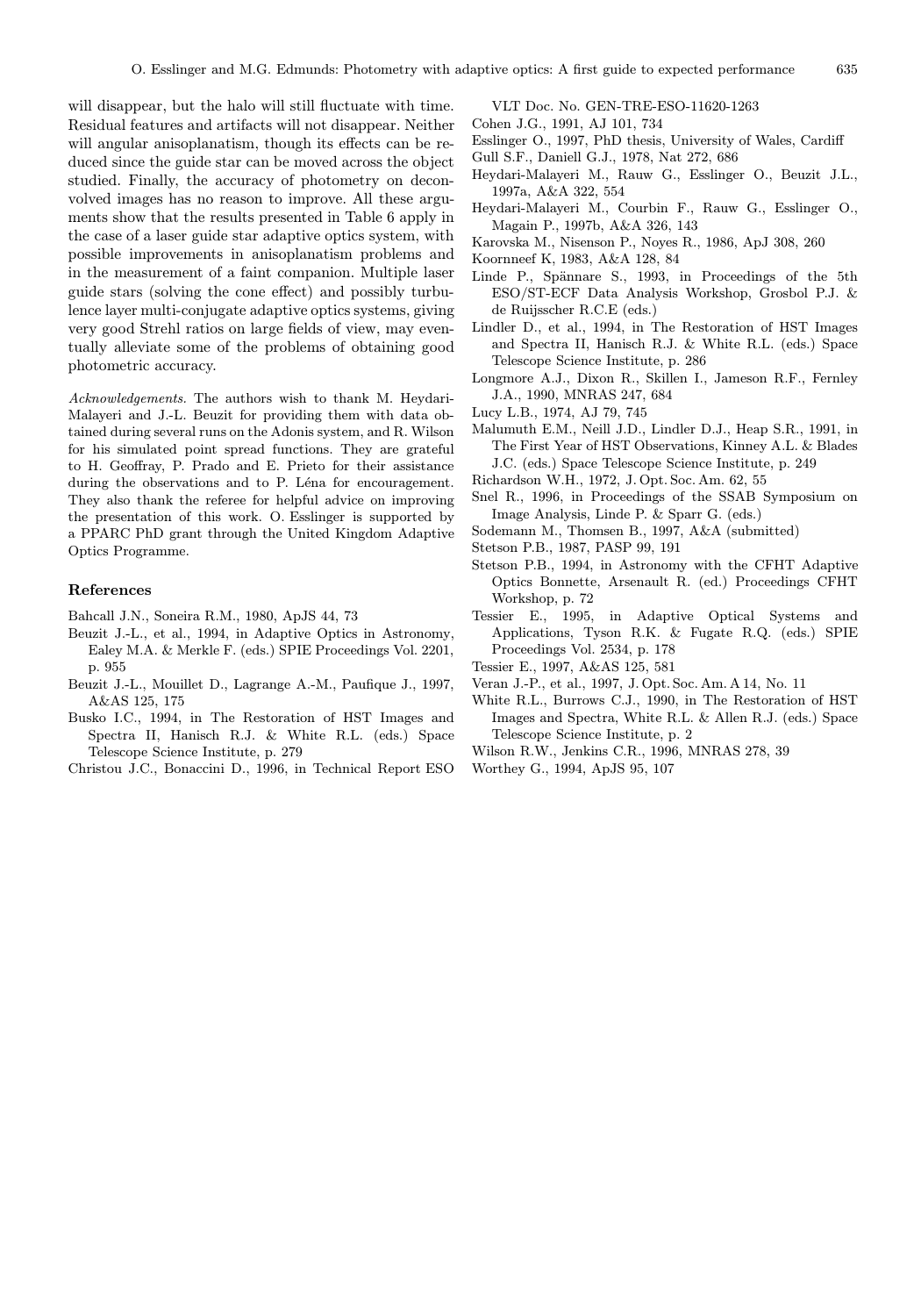will disappear, but the halo will still fluctuate with time. Residual features and artifacts will not disappear. Neither will angular anisoplanatism, though its effects can be reduced since the guide star can be moved across the object studied. Finally, the accuracy of photometry on deconvolved images has no reason to improve. All these arguments show that the results presented in Table 6 apply in the case of a laser guide star adaptive optics system, with possible improvements in anisoplanatism problems and in the measurement of a faint companion. Multiple laser guide stars (solving the cone effect) and possibly turbulence layer multi-conjugate adaptive optics systems, giving very good Strehl ratios on large fields of view, may eventually alleviate some of the problems of obtaining good photometric accuracy.

*Acknowledgements.* The authors wish to thank M. Heydari-Malayeri and J.-L. Beuzit for providing them with data obtained during several runs on the Adonis system, and R. Wilson for his simulated point spread functions. They are grateful to H. Geoffray, P. Prado and E. Prieto for their assistance during the observations and to P. Léna for encouragement. They also thank the referee for helpful advice on improving the presentation of this work. O. Esslinger is supported by a PPARC PhD grant through the United Kingdom Adaptive Optics Programme.

## References

Bahcall J.N., Soneira R.M., 1980, ApJS 44, 73

Beuzit J.-L., et al., 1994, in Adaptive Optics in Astronomy, Ealey M.A. & Merkle F. (eds.) SPIE Proceedings Vol. 2201, p. 955

Beuzit J.-L., Mouillet D., Lagrange A.-M., Paufique J., 1997, A&AS 125, 175

Busko I.C., 1994, in The Restoration of HST Images and Spectra II, Hanisch R.J. & White R.L. (eds.) Space Telescope Science Institute, p. 279

Christou J.C., Bonaccini D., 1996, in Technical Report ESO VLT Doc. No. GEN-TRE-ESO-11620-1263

Cohen J.G., 1991, AJ 101, 734

Esslinger O., 1997, PhD thesis, University of Wales, Cardiff

Gull S.F., Daniell G.J., 1978, Nat 272, 686

Heydari-Malayeri M., Rauw G., Esslinger O., Beuzit J.L., 1997a, A&A 322, 554

Heydari-Malayeri M., Courbin F., Rauw G., Esslinger O., Magain P., 1997b, A&A 326, 143

Karovska M., Nisenson P., Noyes R., 1986, ApJ 308, 260

Koornneef K, 1983, A&A 128, 84

Linde P., Spännare S., 1993, in Proceedings of the 5th ESO/ST-ECF Data Analysis Workshop, Grosbol P.J. & de Ruijsscher R.C.E (eds.)

Lindler D., et al., 1994, in The Restoration of HST Images and Spectra II, Hanisch R.J. & White R.L. (eds.) Space Telescope Science Institute, p. 286

Longmore A.J., Dixon R., Skillen I., Jameson R.F., Fernley J.A., 1990, MNRAS 247, 684

Lucy L.B., 1974, AJ 79, 745

Malumuth E.M., Neill J.D., Lindler D.J., Heap S.R., 1991, in The First Year of HST Observations, Kinney A.L. & Blades J.C. (eds.) Space Telescope Science Institute, p. 249

Richardson W.H., 1972, J. Opt. Soc. Am. 62, 55

Snel R., 1996, in Proceedings of the SSAB Symposium on Image Analysis, Linde P. & Sparr G. (eds.)

Sodemann M., Thomsen B., 1997, A&A (submitted)

Stetson P.B., 1987, PASP 99, 191

Stetson P.B., 1994, in Astronomy with the CFHT Adaptive Optics Bonnette, Arsenault R. (ed.) Proceedings CFHT Workshop, p. 72

Tessier E., 1995, in Adaptive Optical Systems and Applications, Tyson R.K. & Fugate R.Q. (eds.) SPIE Proceedings Vol. 2534, p. 178

Tessier E., 1997, A&AS 125, 581

Veran J.-P., et al., 1997, J. Opt. Soc. Am. A 14, No. 11

White R.L., Burrows C.J., 1990, in The Restoration of HST Images and Spectra, White R.L. & Allen R.J. (eds.) Space Telescope Science Institute, p. 2

Wilson R.W., Jenkins C.R., 1996, MNRAS 278, 39

Worthey G., 1994, ApJS 95, 107